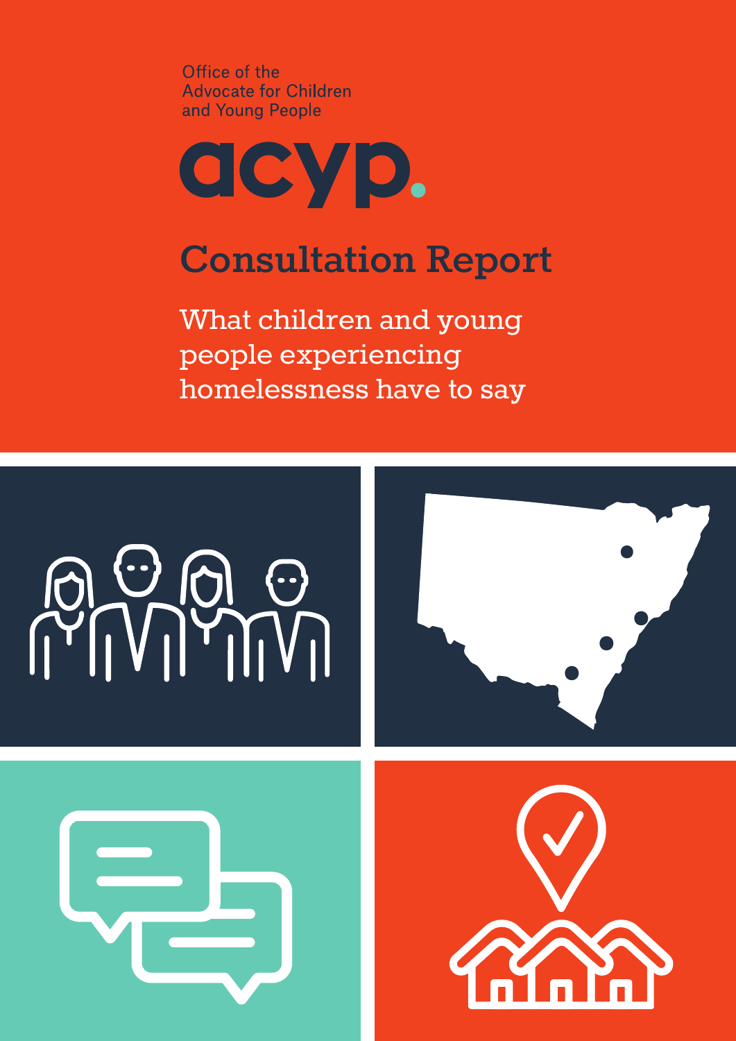Office of the
Advocate for Children
and Young People

acyp.

# Consultation Report

## What children and young people experiencing homelessness have to say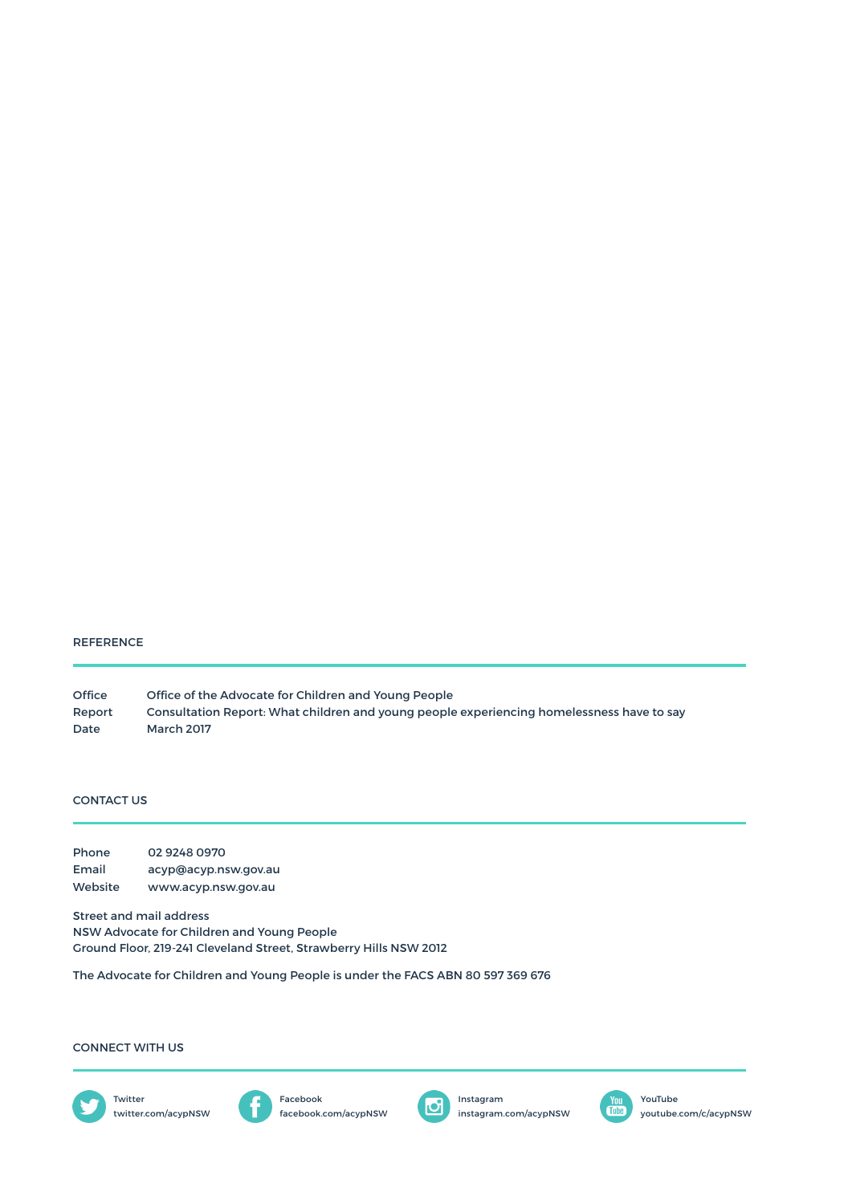## REFERENCE

| | |
|---|---|
| Office | Office of the Advocate for Children and Young People |
| Report | Consultation Report: What children and young people experiencing homelessness have to say |
| Date | March 2017 |

## CONTACT US

| | |
|---|---|
| Phone | 02 9248 0970 |
| Email | acyp@acyp.nsw.gov.au |
| Website | www.acyp.nsw.gov.au |

Street and mail address
NSW Advocate for Children and Young People
Ground Floor, 219-241 Cleveland Street, Strawberry Hills NSW 2012

The Advocate for Children and Young People is under the FACS ABN 80 597 369 676

## CONNECT WITH US

Twitter
twitter.com/acypNSW

Facebook
facebook.com/acypNSW

Instagram
instagram.com/acypNSW

YouTube
youtube.com/c/acypNSW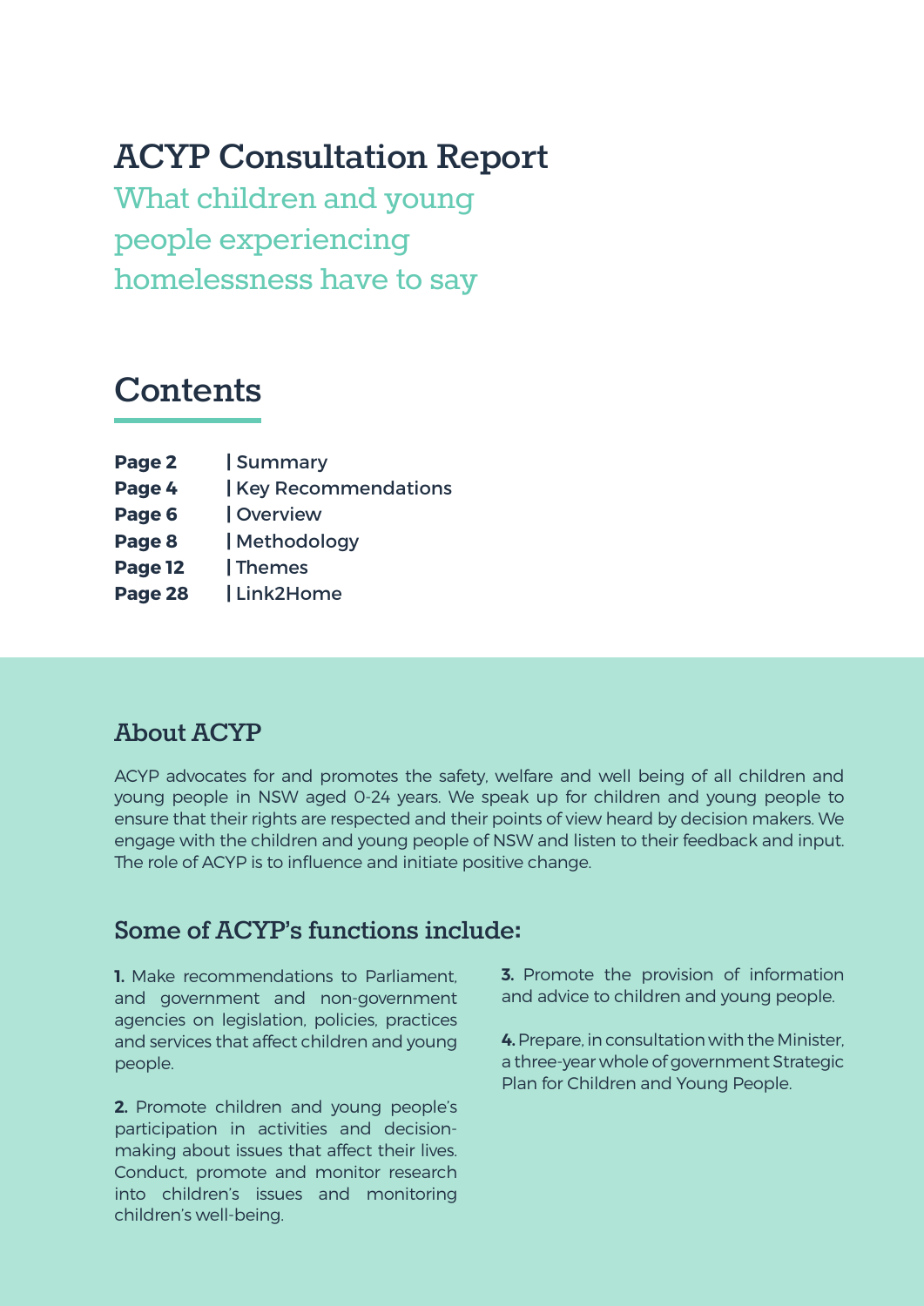# ACYP Consultation Report

## What children and young people experiencing homelessness have to say

## Contents

| | |
|---|---|
| **Page 2** | Summary |
| **Page 4** | Key Recommendations |
| **Page 6** | Overview |
| **Page 8** | Methodology |
| **Page 12** | Themes |
| **Page 28** | Link2Home |

### About ACYP

ACYP advocates for and promotes the safety, welfare and well being of all children and young people in NSW aged 0-24 years. We speak up for children and young people to ensure that their rights are respected and their points of view heard by decision makers. We engage with the children and young people of NSW and listen to their feedback and input. The role of ACYP is to influence and initiate positive change.

### Some of ACYP's functions include:

**1.** Make recommendations to Parliament, and government and non-government agencies on legislation, policies, practices and services that affect children and young people.

**2.** Promote children and young people's participation in activities and decision-making about issues that affect their lives. Conduct, promote and monitor research into children's issues and monitoring children's well-being.

**3.** Promote the provision of information and advice to children and young people.

**4.** Prepare, in consultation with the Minister, a three-year whole of government Strategic Plan for Children and Young People.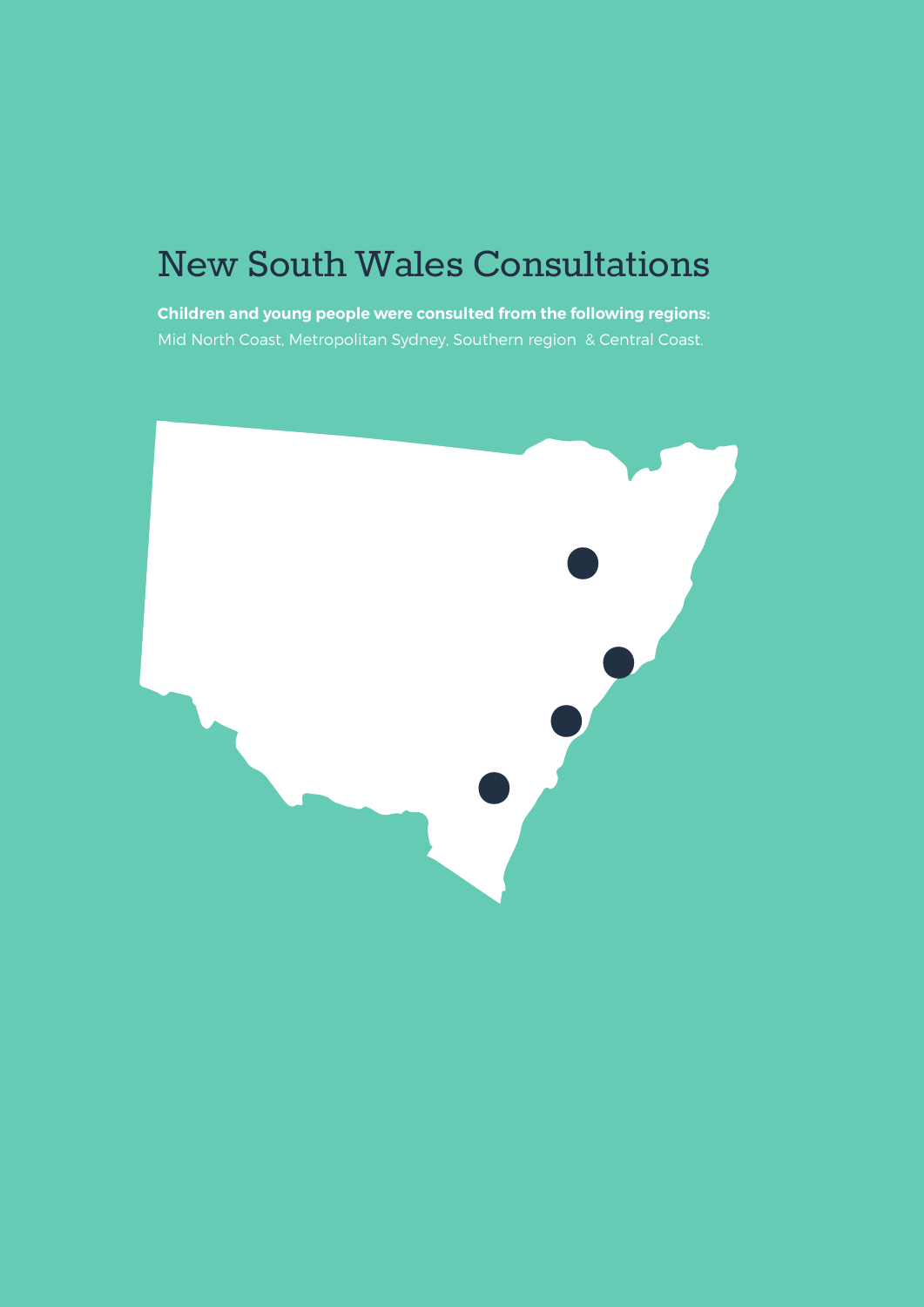# New South Wales Consultations

**Children and young people were consulted from the following regions:**
Mid North Coast, Metropolitan Sydney, Southern region & Central Coast.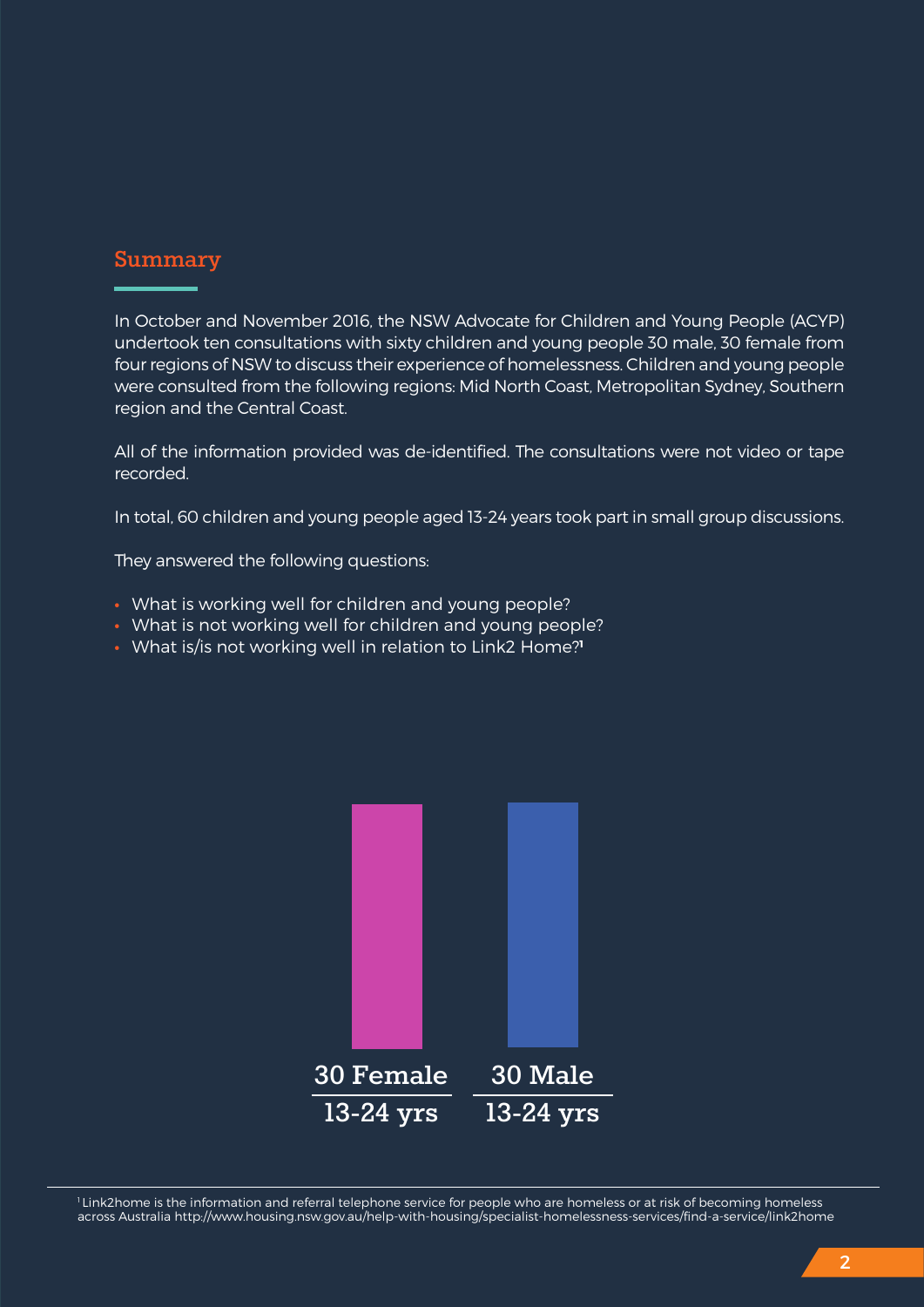## Summary

In October and November 2016, the NSW Advocate for Children and Young People (ACYP) undertook ten consultations with sixty children and young people 30 male, 30 female from four regions of NSW to discuss their experience of homelessness. Children and young people were consulted from the following regions: Mid North Coast, Metropolitan Sydney, Southern region and the Central Coast.

All of the information provided was de-identified. The consultations were not video or tape recorded.

In total, 60 children and young people aged 13-24 years took part in small group discussions.

They answered the following questions:

- What is working well for children and young people?
- What is not working well for children and young people?
- What is/is not working well in relation to Link2 Home?[1]

30 Female
13-24 yrs

30 Male
13-24 yrs

[1] Link2home is the information and referral telephone service for people who are homeless or at risk of becoming homeless across Australia http://www.housing.nsw.gov.au/help-with-housing/specialist-homelessness-services/find-a-service/link2home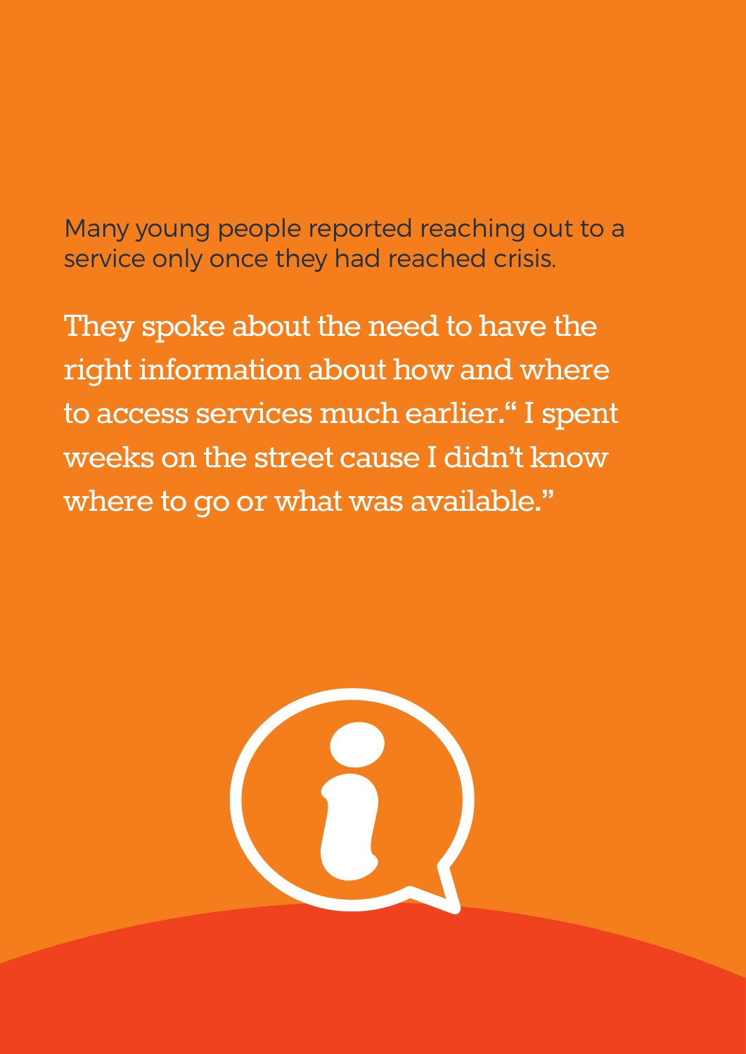Many young people reported reaching out to a service only once they had reached crisis.

They spoke about the need to have the right information about how and where to access services much earlier.“ I spent weeks on the street cause I didn’t know where to go or what was available.”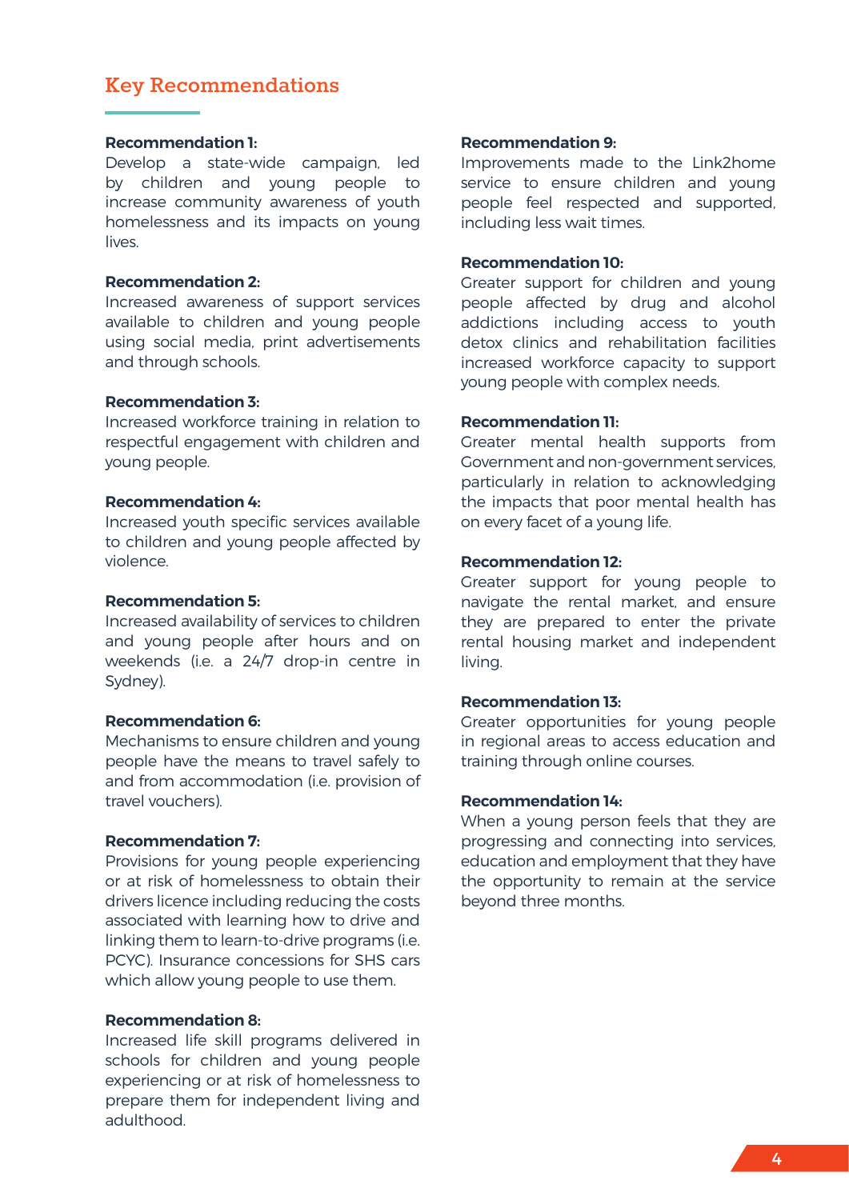## Key Recommendations

**Recommendation 1:**
Develop a state-wide campaign, led by children and young people to increase community awareness of youth homelessness and its impacts on young lives.

**Recommendation 2:**
Increased awareness of support services available to children and young people using social media, print advertisements and through schools.

**Recommendation 3:**
Increased workforce training in relation to respectful engagement with children and young people.

**Recommendation 4:**
Increased youth specific services available to children and young people affected by violence.

**Recommendation 5:**
Increased availability of services to children and young people after hours and on weekends (i.e. a 24/7 drop-in centre in Sydney).

**Recommendation 6:**
Mechanisms to ensure children and young people have the means to travel safely to and from accommodation (i.e. provision of travel vouchers).

**Recommendation 7:**
Provisions for young people experiencing or at risk of homelessness to obtain their drivers licence including reducing the costs associated with learning how to drive and linking them to learn-to-drive programs (i.e. PCYC). Insurance concessions for SHS cars which allow young people to use them.

**Recommendation 8:**
Increased life skill programs delivered in schools for children and young people experiencing or at risk of homelessness to prepare them for independent living and adulthood.

**Recommendation 9:**
Improvements made to the Link2home service to ensure children and young people feel respected and supported, including less wait times.

**Recommendation 10:**
Greater support for children and young people affected by drug and alcohol addictions including access to youth detox clinics and rehabilitation facilities increased workforce capacity to support young people with complex needs.

**Recommendation 11:**
Greater mental health supports from Government and non-government services, particularly in relation to acknowledging the impacts that poor mental health has on every facet of a young life.

**Recommendation 12:**
Greater support for young people to navigate the rental market, and ensure they are prepared to enter the private rental housing market and independent living.

**Recommendation 13:**
Greater opportunities for young people in regional areas to access education and training through online courses.

**Recommendation 14:**
When a young person feels that they are progressing and connecting into services, education and employment that they have the opportunity to remain at the service beyond three months.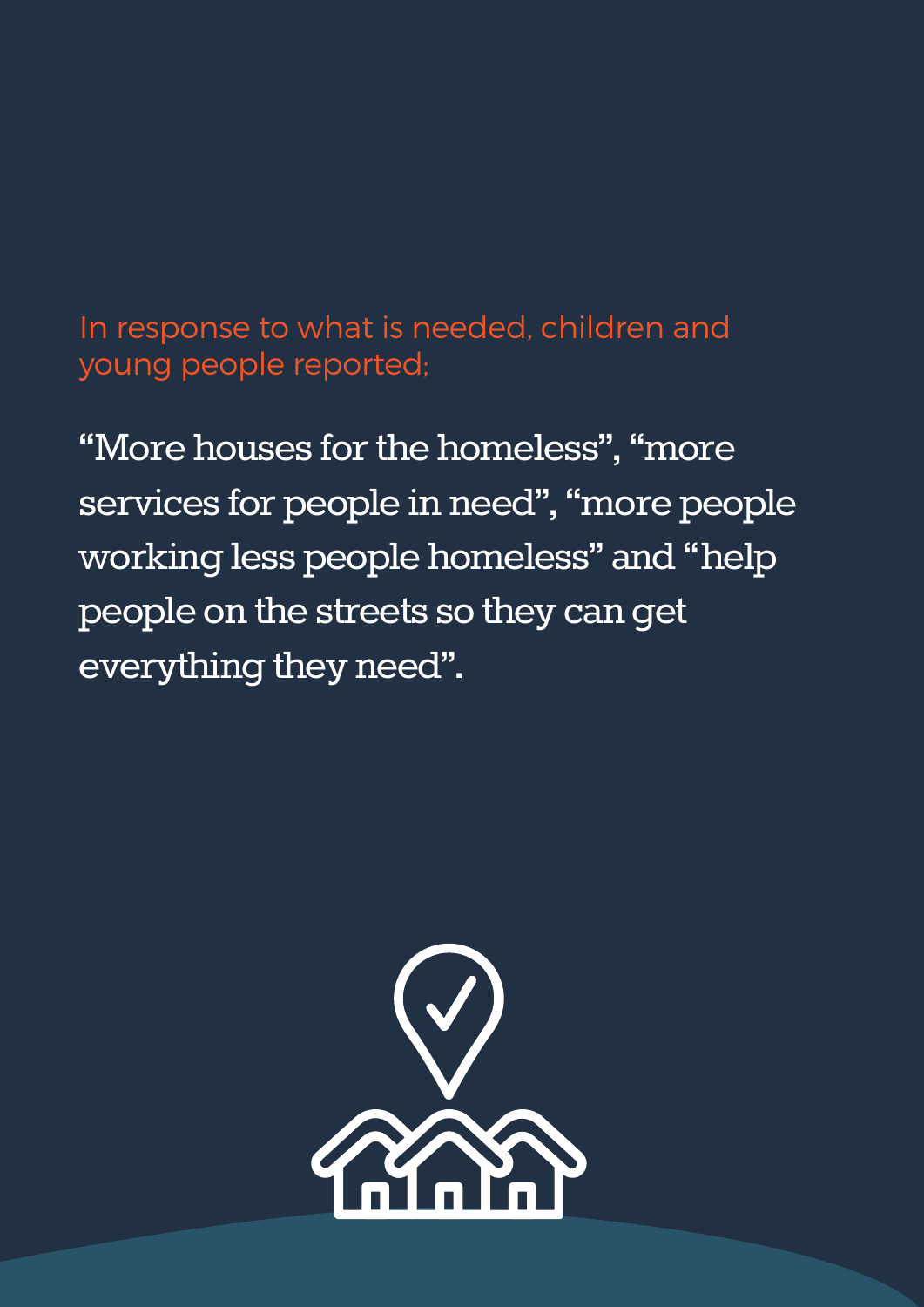In response to what is needed, children and young people reported;

"More houses for the homeless", "more services for people in need", "more people working less people homeless" and "help people on the streets so they can get everything they need".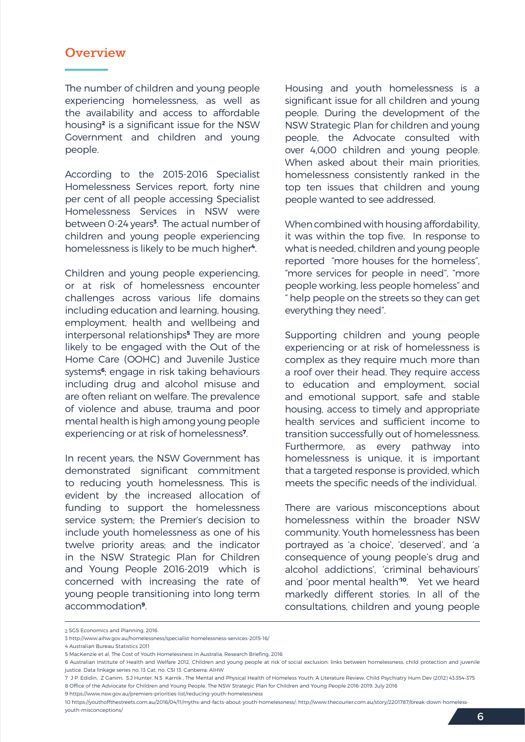## Overview

The number of children and young people experiencing homelessness, as well as the availability and access to affordable housing[2] is a significant issue for the NSW Government and children and young people.

According to the 2015-2016 Specialist Homelessness Services report, forty nine per cent of all people accessing Specialist Homelessness Services in NSW were between 0-24 years[3]. The actual number of children and young people experiencing homelessness is likely to be much higher[4].

Children and young people experiencing, or at risk of homelessness encounter challenges across various life domains including education and learning, housing, employment, health and wellbeing and interpersonal relationships[5] They are more likely to be engaged with the Out of the Home Care (OOHC) and Juvenile Justice systems[6]; engage in risk taking behaviours including drug and alcohol misuse and are often reliant on welfare. The prevalence of violence and abuse, trauma and poor mental health is high among young people experiencing or at risk of homelessness[7].

In recent years, the NSW Government has demonstrated significant commitment to reducing youth homelessness. This is evident by the increased allocation of funding to support the homelessness service system; the Premier's decision to include youth homelessness as one of his twelve priority areas; and the indicator in the NSW Strategic Plan for Children and Young People 2016-2019 which is concerned with increasing the rate of young people transitioning into long term accommodation[9].

Housing and youth homelessness is a significant issue for all children and young people. During the development of the NSW Strategic Plan for children and young people, the Advocate consulted with over 4,000 children and young people. When asked about their main priorities, homelessness consistently ranked in the top ten issues that children and young people wanted to see addressed.

When combined with housing affordability, it was within the top five. In response to what is needed, children and young people reported "more houses for the homeless", "more services for people in need", "more people working, less people homeless" and " help people on the streets so they can get everything they need".

Supporting children and young people experiencing or at risk of homelessness is complex as they require much more than a roof over their head. They require access to education and employment, social and emotional support, safe and stable housing, access to timely and appropriate health services and sufficient income to transition successfully out of homelessness. Furthermore, as every pathway into homelessness is unique, it is important that a targeted response is provided, which meets the specific needs of the individual.

There are various misconceptions about homelessness within the broader NSW community. Youth homelessness has been portrayed as 'a choice', 'deserved', and 'a consequence of young people's drug and alcohol addictions', 'criminal behaviours' and 'poor mental health'[10]. Yet we heard markedly different stories. In all of the consultations, children and young people

---

2 SGS Economics and Planning, 2016

3 http://www.aihw.gov.au/homelessness/specialist-homelessness-services-2015-16/

4 Australian Bureau Statistics 2011

5 MacKenzie et al, The Cost of Youth Homelessness in Australia, Research Briefing, 2016

6 Australian Institute of Health and Welfare 2012. Children and young people at risk of social exclusion: links between homelessness, child protection and juvenile justice. Data linkage series no. 13 Cat. no. CSI 13. Canberra: AIHW

7 J P. Edidin, Z Ganim, S.J Hunter, N.S Karnik , The Mental and Physical Health of Homeless Youth: A Literature Review, Child Psychiatry Hum Dev (2012) 43:354–375

8 Office of the Advocate for Children and Young People, The NSW Strategic Plan for Children and Young People 2016-2019, July 2016

9 https://www.nsw.gov.au/premiers-priorities-list/reducing-youth-homelessness

10 https://youthoffthestreets.com.au/2016/04/11/myths-and-facts-about-youth-homelessness/; http://www.thecourier.com.au/story/2201787/break-down-homeless-youth-misconceptions/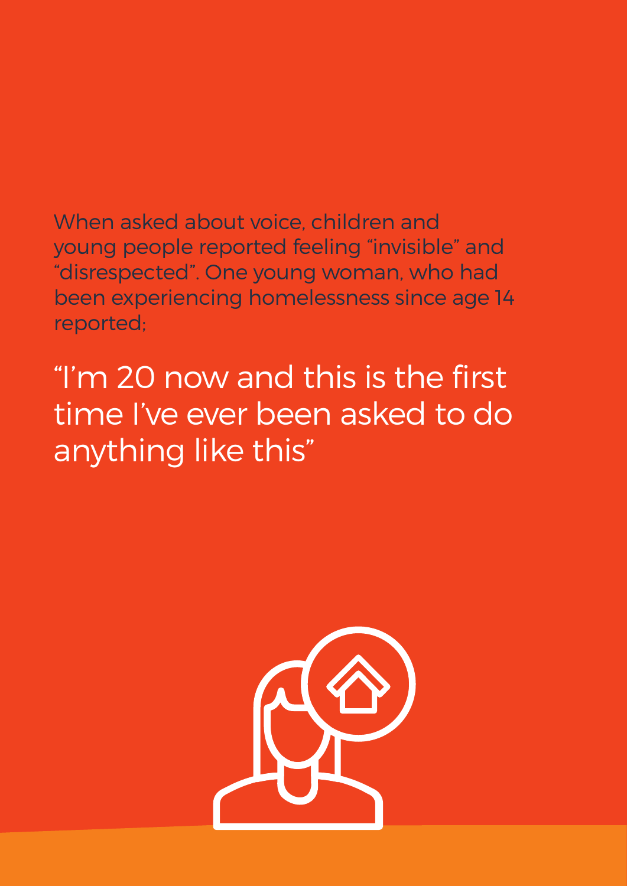When asked about voice, children and young people reported feeling “invisible” and “disrespected”. One young woman, who had been experiencing homelessness since age 14 reported;

> “I’m 20 now and this is the first time I’ve ever been asked to do anything like this”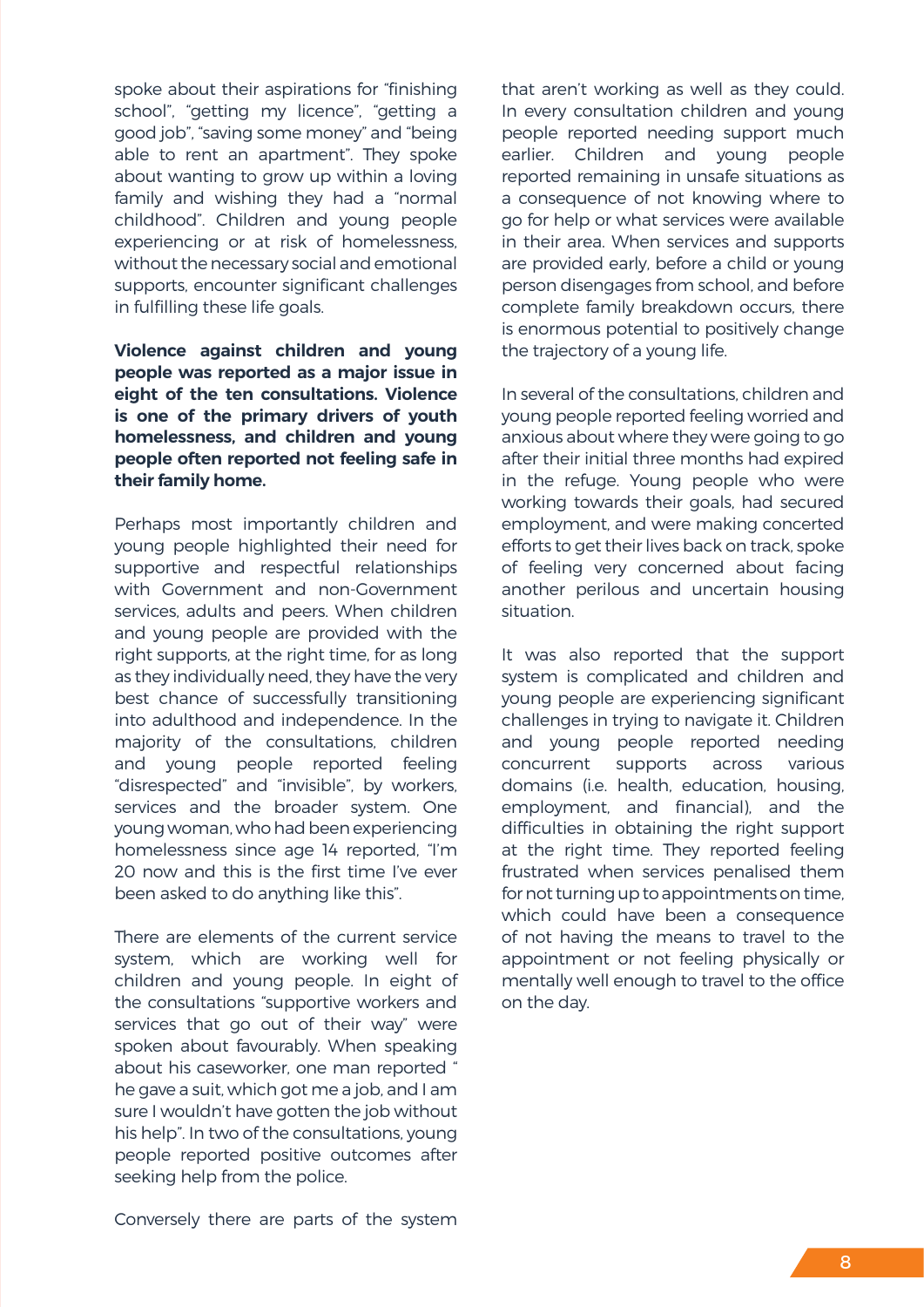spoke about their aspirations for "finishing school", "getting my licence", "getting a good job", "saving some money" and "being able to rent an apartment". They spoke about wanting to grow up within a loving family and wishing they had a "normal childhood". Children and young people experiencing or at risk of homelessness, without the necessary social and emotional supports, encounter significant challenges in fulfilling these life goals.

**Violence against children and young people was reported as a major issue in eight of the ten consultations. Violence is one of the primary drivers of youth homelessness, and children and young people often reported not feeling safe in their family home.**

Perhaps most importantly children and young people highlighted their need for supportive and respectful relationships with Government and non-Government services, adults and peers. When children and young people are provided with the right supports, at the right time, for as long as they individually need, they have the very best chance of successfully transitioning into adulthood and independence. In the majority of the consultations, children and young people reported feeling "disrespected" and "invisible", by workers, services and the broader system. One young woman, who had been experiencing homelessness since age 14 reported, "I'm 20 now and this is the first time I've ever been asked to do anything like this".

There are elements of the current service system, which are working well for children and young people. In eight of the consultations "supportive workers and services that go out of their way" were spoken about favourably. When speaking about his caseworker, one man reported " he gave a suit, which got me a job, and I am sure I wouldn't have gotten the job without his help". In two of the consultations, young people reported positive outcomes after seeking help from the police.

Conversely there are parts of the system that aren't working as well as they could. In every consultation children and young people reported needing support much earlier. Children and young people reported remaining in unsafe situations as a consequence of not knowing where to go for help or what services were available in their area. When services and supports are provided early, before a child or young person disengages from school, and before complete family breakdown occurs, there is enormous potential to positively change the trajectory of a young life.

In several of the consultations, children and young people reported feeling worried and anxious about where they were going to go after their initial three months had expired in the refuge. Young people who were working towards their goals, had secured employment, and were making concerted efforts to get their lives back on track, spoke of feeling very concerned about facing another perilous and uncertain housing situation.

It was also reported that the support system is complicated and children and young people are experiencing significant challenges in trying to navigate it. Children and young people reported needing concurrent supports across various domains (i.e. health, education, housing, employment, and financial), and the difficulties in obtaining the right support at the right time. They reported feeling frustrated when services penalised them for not turning up to appointments on time, which could have been a consequence of not having the means to travel to the appointment or not feeling physically or mentally well enough to travel to the office on the day.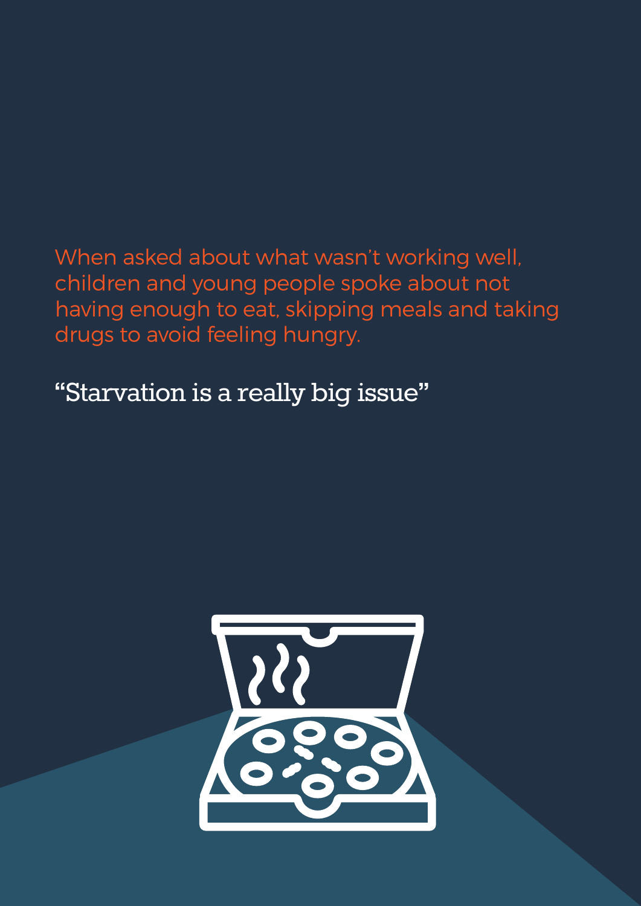When asked about what wasn't working well, children and young people spoke about not having enough to eat, skipping meals and taking drugs to avoid feeling hungry.

"Starvation is a really big issue"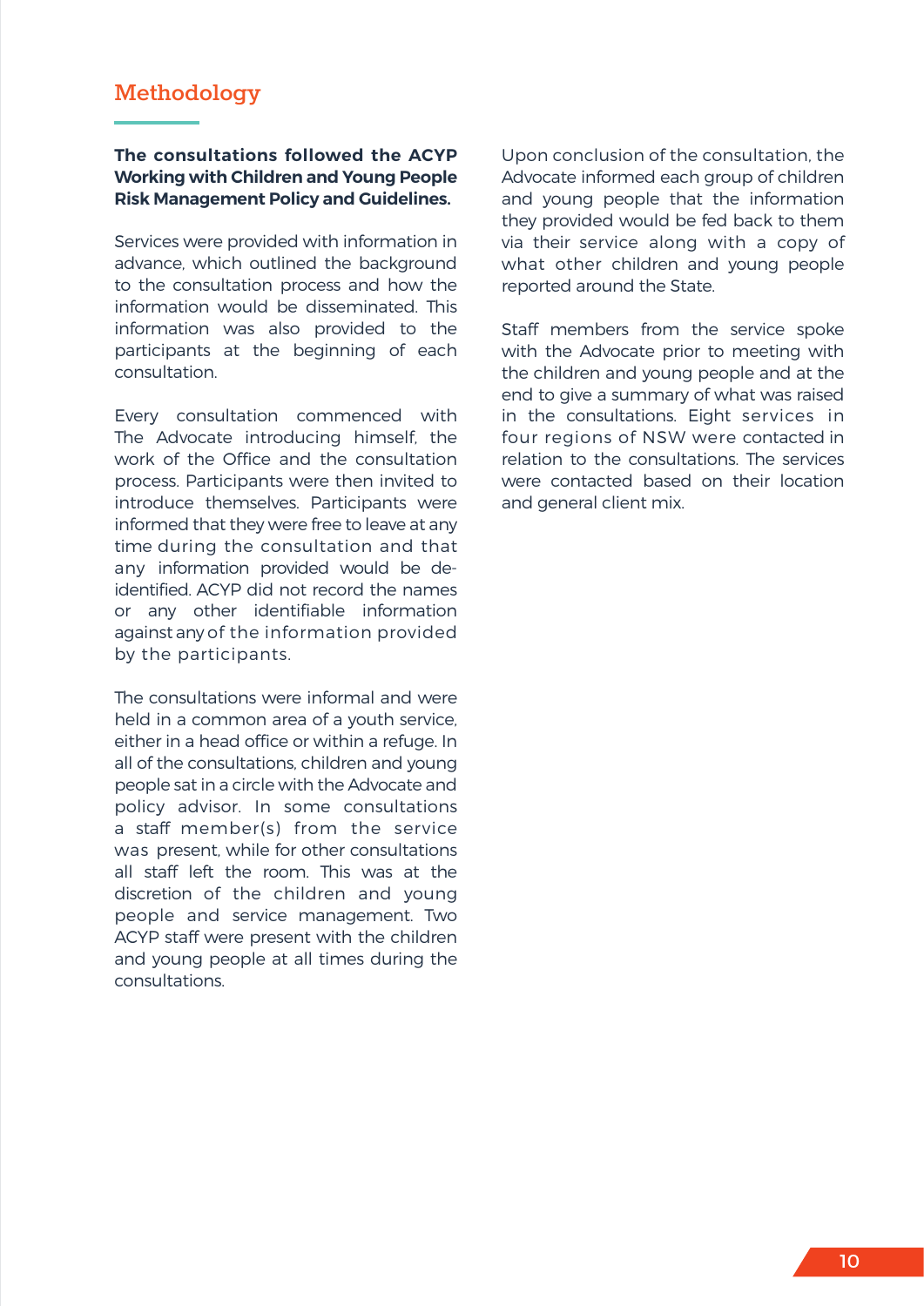## Methodology

**The consultations followed the ACYP Working with Children and Young People Risk Management Policy and Guidelines.**

Services were provided with information in advance, which outlined the background to the consultation process and how the information would be disseminated. This information was also provided to the participants at the beginning of each consultation.

Every consultation commenced with The Advocate introducing himself, the work of the Office and the consultation process. Participants were then invited to introduce themselves. Participants were informed that they were free to leave at any time during the consultation and that any information provided would be de-identified. ACYP did not record the names or any other identifiable information against any of the information provided by the participants.

The consultations were informal and were held in a common area of a youth service, either in a head office or within a refuge. In all of the consultations, children and young people sat in a circle with the Advocate and policy advisor. In some consultations a staff member(s) from the service was present, while for other consultations all staff left the room. This was at the discretion of the children and young people and service management. Two ACYP staff were present with the children and young people at all times during the consultations.

Upon conclusion of the consultation, the Advocate informed each group of children and young people that the information they provided would be fed back to them via their service along with a copy of what other children and young people reported around the State.

Staff members from the service spoke with the Advocate prior to meeting with the children and young people and at the end to give a summary of what was raised in the consultations. Eight services in four regions of NSW were contacted in relation to the consultations. The services were contacted based on their location and general client mix.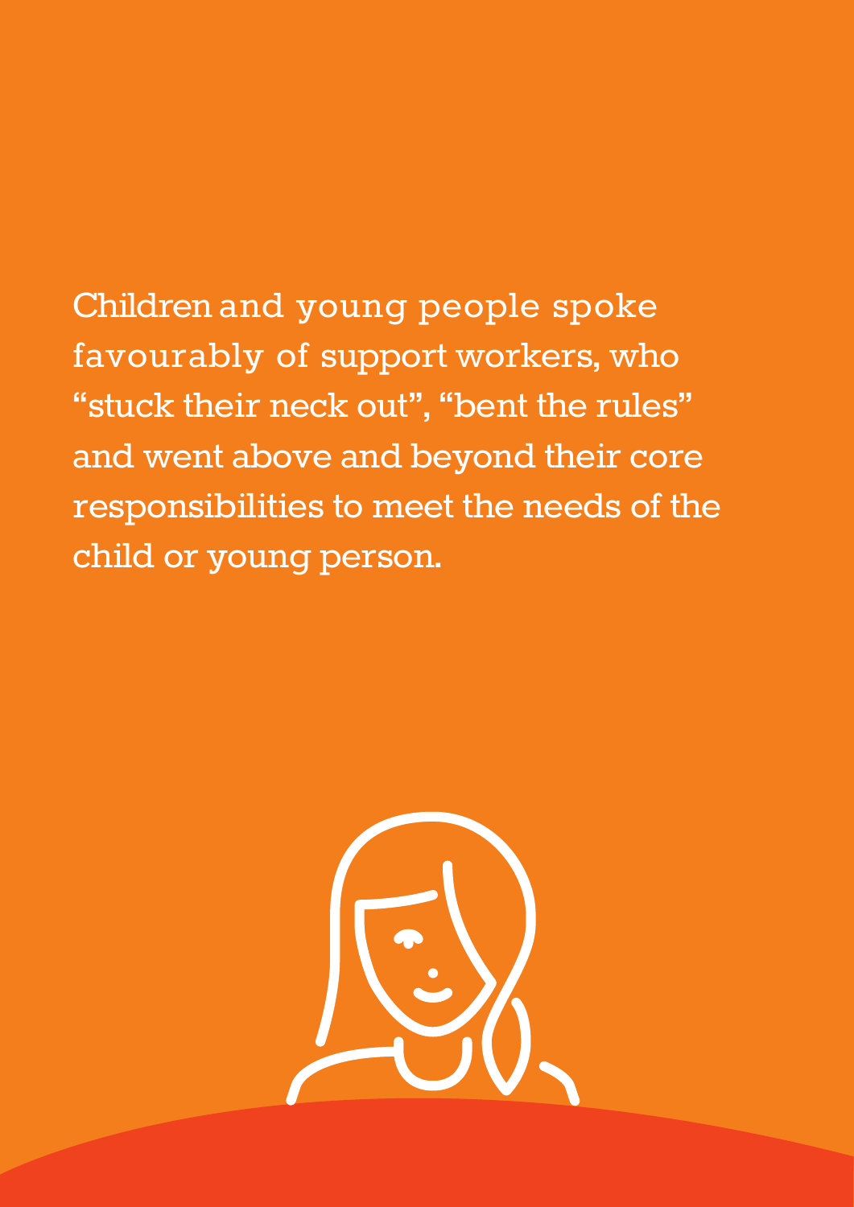Children and young people spoke favourably of support workers, who "stuck their neck out", "bent the rules" and went above and beyond their core responsibilities to meet the needs of the child or young person.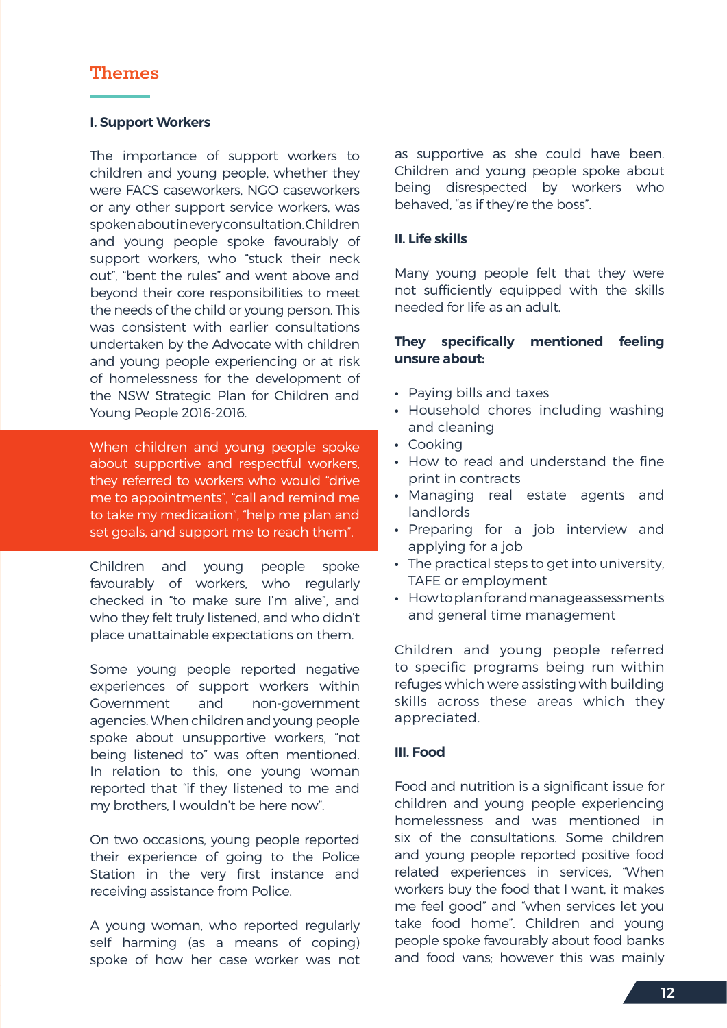## Themes

### I. Support Workers

The importance of support workers to children and young people, whether they were FACS caseworkers, NGO caseworkers or any other support service workers, was spoken about in every consultation. Children and young people spoke favourably of support workers, who "stuck their neck out", "bent the rules" and went above and beyond their core responsibilities to meet the needs of the child or young person. This was consistent with earlier consultations undertaken by the Advocate with children and young people experiencing or at risk of homelessness for the development of the NSW Strategic Plan for Children and Young People 2016-2016.

When children and young people spoke about supportive and respectful workers, they referred to workers who would "drive me to appointments", "call and remind me to take my medication", "help me plan and set goals, and support me to reach them".

Children and young people spoke favourably of workers, who regularly checked in "to make sure I'm alive", and who they felt truly listened, and who didn't place unattainable expectations on them.

Some young people reported negative experiences of support workers within Government and non-government agencies. When children and young people spoke about unsupportive workers, "not being listened to" was often mentioned. In relation to this, one young woman reported that "if they listened to me and my brothers, I wouldn't be here now".

On two occasions, young people reported their experience of going to the Police Station in the very first instance and receiving assistance from Police.

A young woman, who reported regularly self harming (as a means of coping) spoke of how her case worker was not as supportive as she could have been. Children and young people spoke about being disrespected by workers who behaved, "as if they're the boss".

### II. Life skills

Many young people felt that they were not sufficiently equipped with the skills needed for life as an adult.

**They specifically mentioned feeling unsure about:**

- Paying bills and taxes
- Household chores including washing and cleaning
- Cooking
- How to read and understand the fine print in contracts
- Managing real estate agents and landlords
- Preparing for a job interview and applying for a job
- The practical steps to get into university, TAFE or employment
- How to plan for and manage assessments and general time management

Children and young people referred to specific programs being run within refuges which were assisting with building skills across these areas which they appreciated.

### III. Food

Food and nutrition is a significant issue for children and young people experiencing homelessness and was mentioned in six of the consultations. Some children and young people reported positive food related experiences in services, "When workers buy the food that I want, it makes me feel good" and "when services let you take food home". Children and young people spoke favourably about food banks and food vans; however this was mainly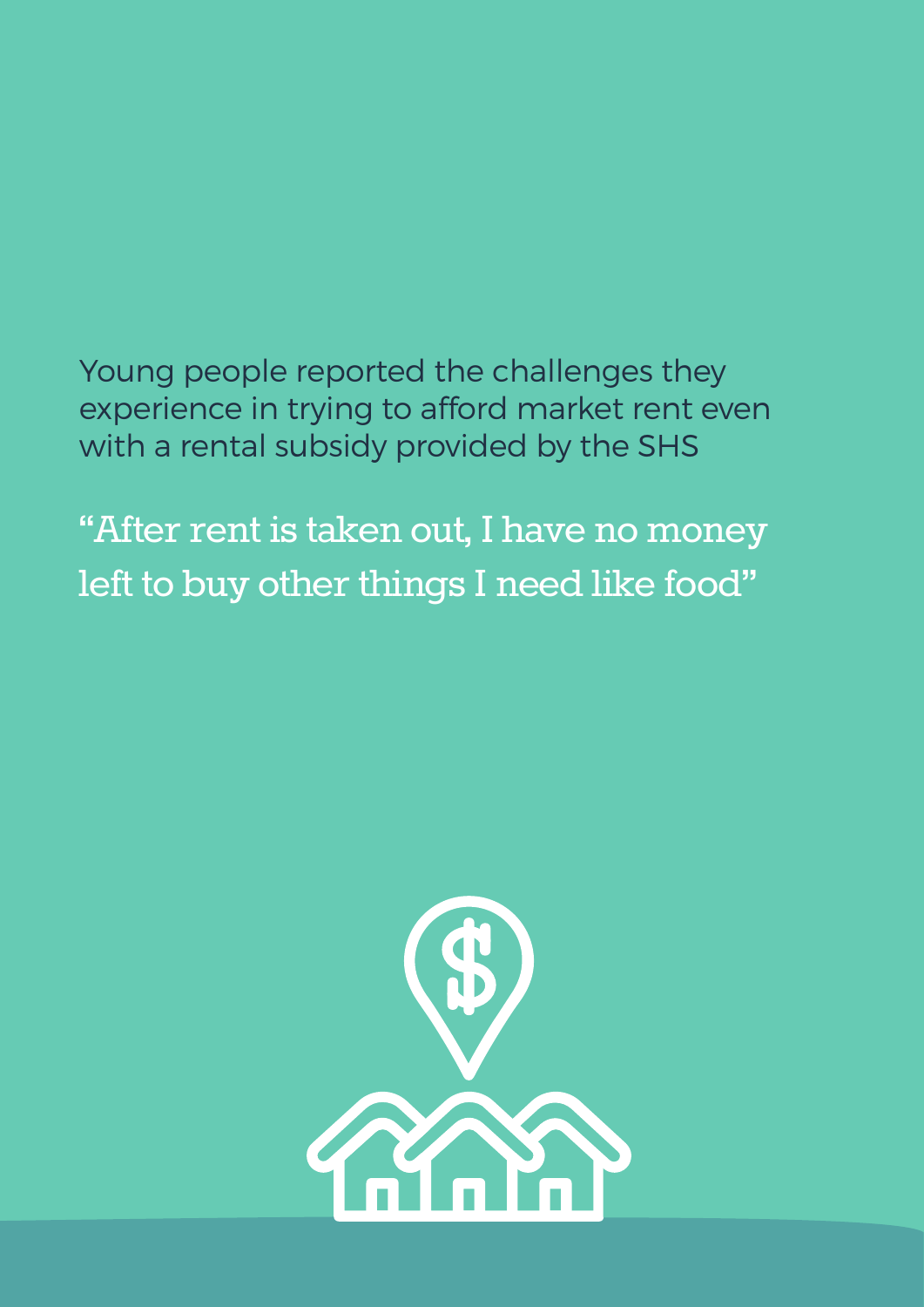Young people reported the challenges they experience in trying to afford market rent even with a rental subsidy provided by the SHS

"After rent is taken out, I have no money left to buy other things I need like food"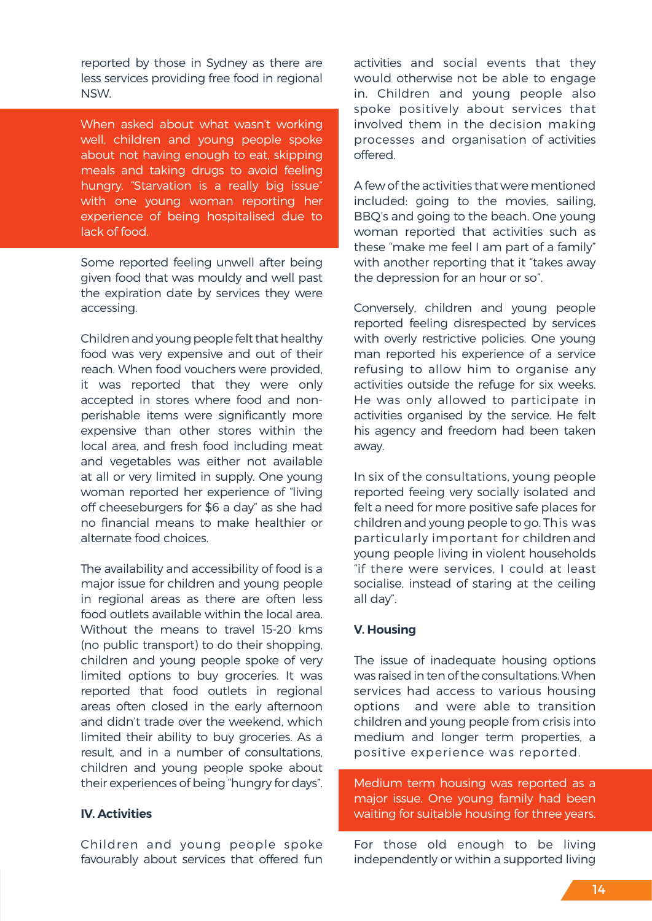reported by those in Sydney as there are less services providing free food in regional NSW.

When asked about what wasn't working well, children and young people spoke about not having enough to eat, skipping meals and taking drugs to avoid feeling hungry. "Starvation is a really big issue" with one young woman reporting her experience of being hospitalised due to lack of food.

Some reported feeling unwell after being given food that was mouldy and well past the expiration date by services they were accessing.

Children and young people felt that healthy food was very expensive and out of their reach. When food vouchers were provided, it was reported that they were only accepted in stores where food and non-perishable items were significantly more expensive than other stores within the local area, and fresh food including meat and vegetables was either not available at all or very limited in supply. One young woman reported her experience of "living off cheeseburgers for $6 a day" as she had no financial means to make healthier or alternate food choices.

The availability and accessibility of food is a major issue for children and young people in regional areas as there are often less food outlets available within the local area. Without the means to travel 15-20 kms (no public transport) to do their shopping, children and young people spoke of very limited options to buy groceries. It was reported that food outlets in regional areas often closed in the early afternoon and didn't trade over the weekend, which limited their ability to buy groceries. As a result, and in a number of consultations, children and young people spoke about their experiences of being "hungry for days".

### IV. Activities

Children and young people spoke favourably about services that offered fun activities and social events that they would otherwise not be able to engage in. Children and young people also spoke positively about services that involved them in the decision making processes and organisation of activities offered.

A few of the activities that were mentioned included: going to the movies, sailing, BBQ's and going to the beach. One young woman reported that activities such as these "make me feel I am part of a family" with another reporting that it "takes away the depression for an hour or so".

Conversely, children and young people reported feeling disrespected by services with overly restrictive policies. One young man reported his experience of a service refusing to allow him to organise any activities outside the refuge for six weeks. He was only allowed to participate in activities organised by the service. He felt his agency and freedom had been taken away.

In six of the consultations, young people reported feeing very socially isolated and felt a need for more positive safe places for children and young people to go. This was particularly important for children and young people living in violent households "if there were services, I could at least socialise, instead of staring at the ceiling all day".

### V. Housing

The issue of inadequate housing options was raised in ten of the consultations. When services had access to various housing options and were able to transition children and young people from crisis into medium and longer term properties, a positive experience was reported.

Medium term housing was reported as a major issue. One young family had been waiting for suitable housing for three years.

For those old enough to be living independently or within a supported living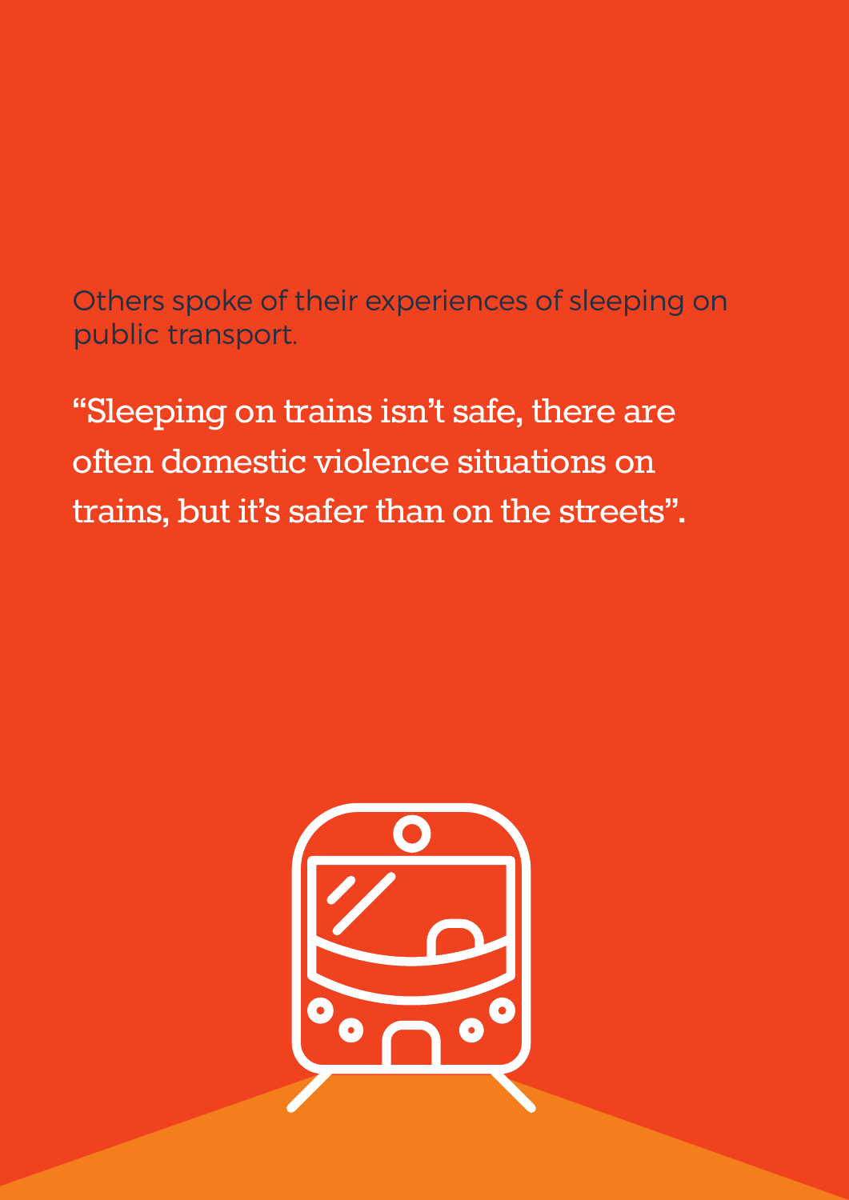Others spoke of their experiences of sleeping on public transport.

"Sleeping on trains isn't safe, there are often domestic violence situations on trains, but it's safer than on the streets".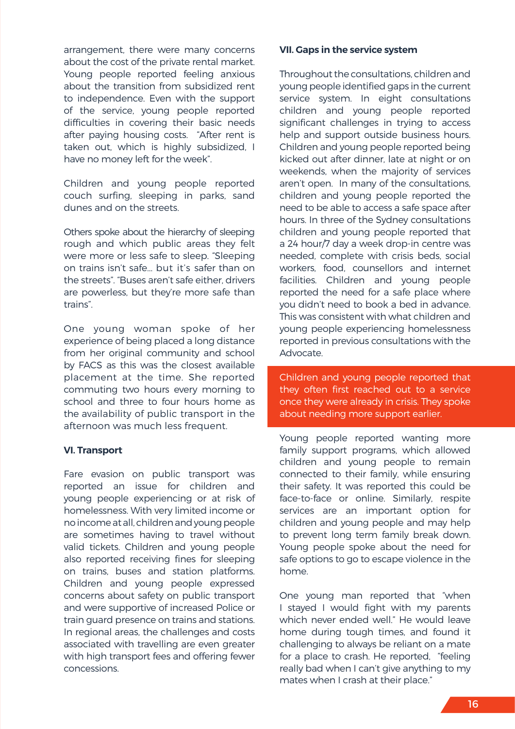arrangement, there were many concerns about the cost of the private rental market. Young people reported feeling anxious about the transition from subsidized rent to independence. Even with the support of the service, young people reported difficulties in covering their basic needs after paying housing costs. "After rent is taken out, which is highly subsidized, I have no money left for the week".

Children and young people reported couch surfing, sleeping in parks, sand dunes and on the streets.

Others spoke about the hierarchy of sleeping rough and which public areas they felt were more or less safe to sleep. "Sleeping on trains isn't safe... but it's safer than on the streets". "Buses aren't safe either, drivers are powerless, but they're more safe than trains".

One young woman spoke of her experience of being placed a long distance from her original community and school by FACS as this was the closest available placement at the time. She reported commuting two hours every morning to school and three to four hours home as the availability of public transport in the afternoon was much less frequent.

### VI. Transport

Fare evasion on public transport was reported an issue for children and young people experiencing or at risk of homelessness. With very limited income or no income at all, children and young people are sometimes having to travel without valid tickets. Children and young people also reported receiving fines for sleeping on trains, buses and station platforms. Children and young people expressed concerns about safety on public transport and were supportive of increased Police or train guard presence on trains and stations. In regional areas, the challenges and costs associated with travelling are even greater with high transport fees and offering fewer concessions.

### VII. Gaps in the service system

Throughout the consultations, children and young people identified gaps in the current service system. In eight consultations children and young people reported significant challenges in trying to access help and support outside business hours. Children and young people reported being kicked out after dinner, late at night or on weekends, when the majority of services aren't open. In many of the consultations, children and young people reported the need to be able to access a safe space after hours. In three of the Sydney consultations children and young people reported that a 24 hour/7 day a week drop-in centre was needed, complete with crisis beds, social workers, food, counsellors and internet facilities. Children and young people reported the need for a safe place where you didn't need to book a bed in advance. This was consistent with what children and young people experiencing homelessness reported in previous consultations with the Advocate.

Children and young people reported that they often first reached out to a service once they were already in crisis. They spoke about needing more support earlier.

Young people reported wanting more family support programs, which allowed children and young people to remain connected to their family, while ensuring their safety. It was reported this could be face-to-face or online. Similarly, respite services are an important option for children and young people and may help to prevent long term family break down. Young people spoke about the need for safe options to go to escape violence in the home.

One young man reported that "when I stayed I would fight with my parents which never ended well." He would leave home during tough times, and found it challenging to always be reliant on a mate for a place to crash. He reported, "feeling really bad when I can't give anything to my mates when I crash at their place."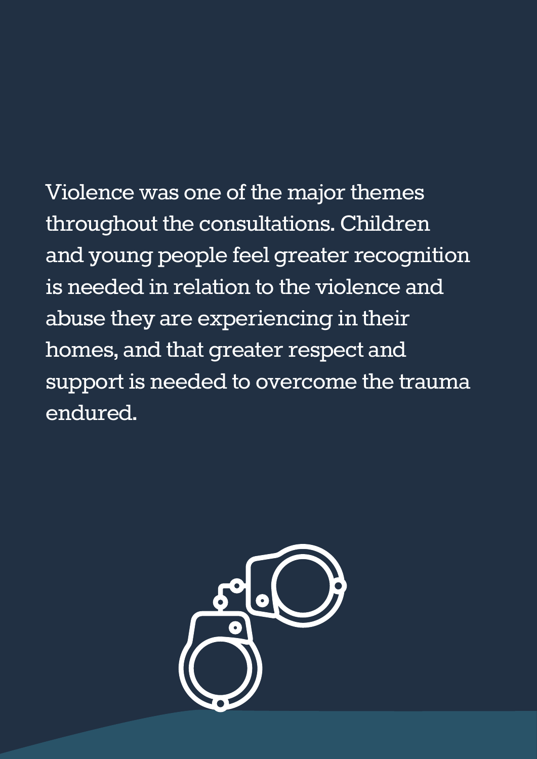Violence was one of the major themes throughout the consultations. Children and young people feel greater recognition is needed in relation to the violence and abuse they are experiencing in their homes, and that greater respect and support is needed to overcome the trauma endured.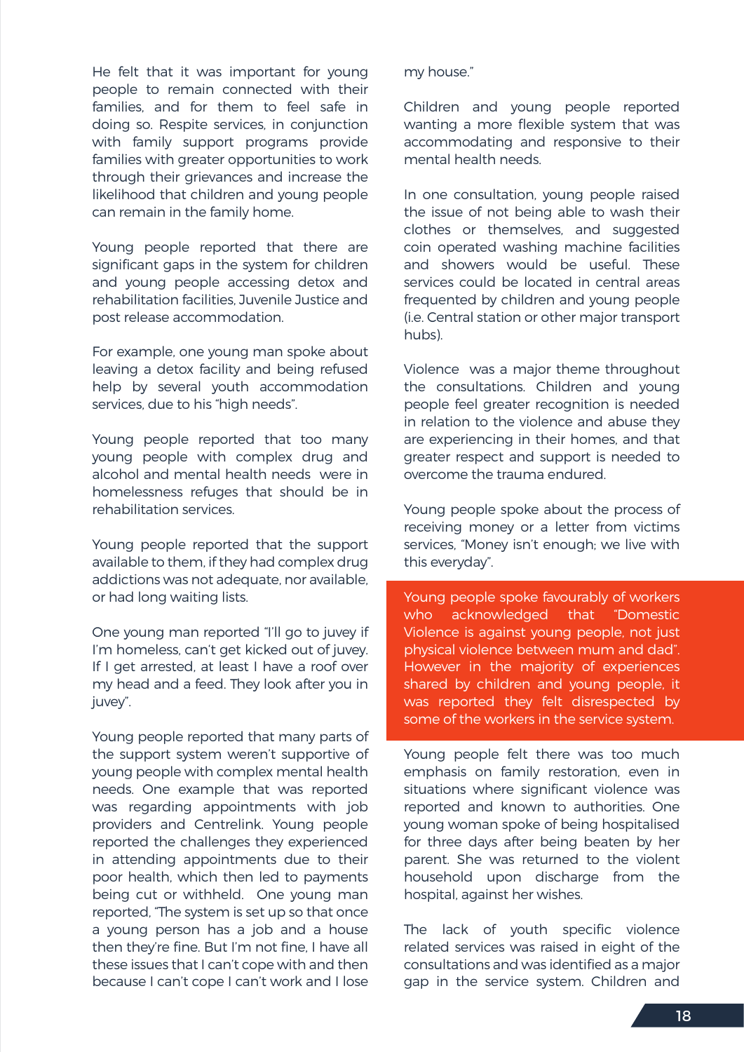He felt that it was important for young people to remain connected with their families, and for them to feel safe in doing so. Respite services, in conjunction with family support programs provide families with greater opportunities to work through their grievances and increase the likelihood that children and young people can remain in the family home.

Young people reported that there are significant gaps in the system for children and young people accessing detox and rehabilitation facilities, Juvenile Justice and post release accommodation.

For example, one young man spoke about leaving a detox facility and being refused help by several youth accommodation services, due to his "high needs".

Young people reported that too many young people with complex drug and alcohol and mental health needs were in homelessness refuges that should be in rehabilitation services.

Young people reported that the support available to them, if they had complex drug addictions was not adequate, nor available, or had long waiting lists.

One young man reported "I'll go to juvey if I'm homeless, can't get kicked out of juvey. If I get arrested, at least I have a roof over my head and a feed. They look after you in juvey".

Young people reported that many parts of the support system weren't supportive of young people with complex mental health needs. One example that was reported was regarding appointments with job providers and Centrelink. Young people reported the challenges they experienced in attending appointments due to their poor health, which then led to payments being cut or withheld. One young man reported, "The system is set up so that once a young person has a job and a house then they're fine. But I'm not fine, I have all these issues that I can't cope with and then because I can't cope I can't work and I lose my house."

Children and young people reported wanting a more flexible system that was accommodating and responsive to their mental health needs.

In one consultation, young people raised the issue of not being able to wash their clothes or themselves, and suggested coin operated washing machine facilities and showers would be useful. These services could be located in central areas frequented by children and young people (i.e. Central station or other major transport hubs).

Violence was a major theme throughout the consultations. Children and young people feel greater recognition is needed in relation to the violence and abuse they are experiencing in their homes, and that greater respect and support is needed to overcome the trauma endured.

Young people spoke about the process of receiving money or a letter from victims services, "Money isn't enough; we live with this everyday".

Young people spoke favourably of workers who acknowledged that "Domestic Violence is against young people, not just physical violence between mum and dad". However in the majority of experiences shared by children and young people, it was reported they felt disrespected by some of the workers in the service system.

Young people felt there was too much emphasis on family restoration, even in situations where significant violence was reported and known to authorities. One young woman spoke of being hospitalised for three days after being beaten by her parent. She was returned to the violent household upon discharge from the hospital, against her wishes.

The lack of youth specific violence related services was raised in eight of the consultations and was identified as a major gap in the service system. Children and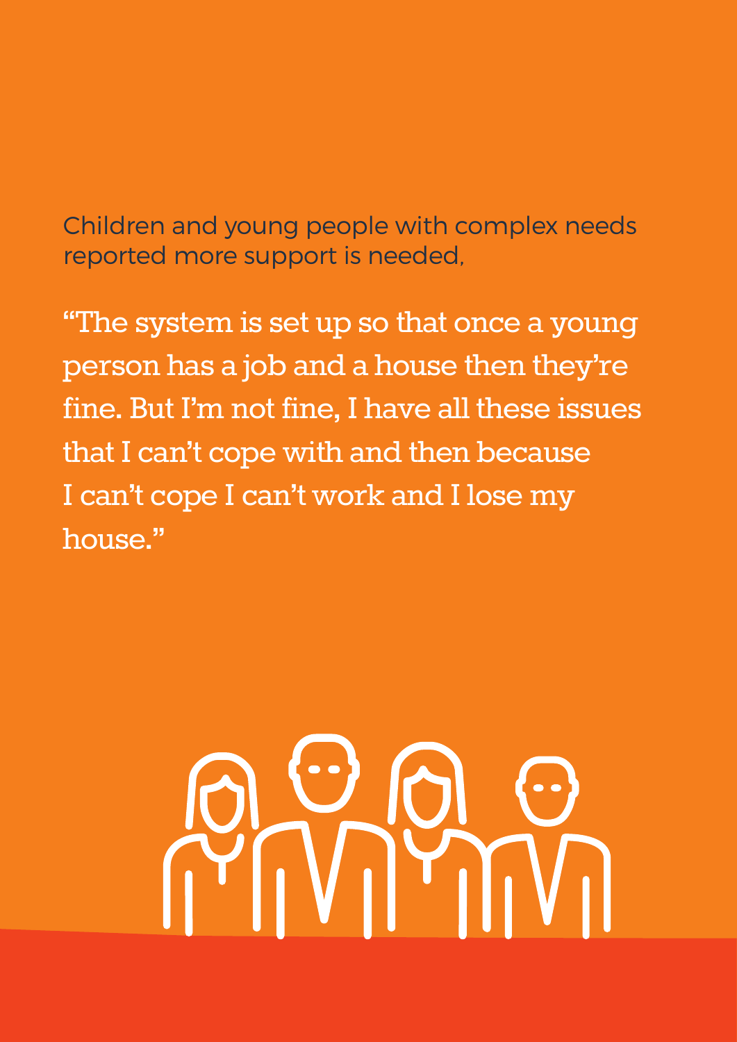Children and young people with complex needs reported more support is needed,

"The system is set up so that once a young person has a job and a house then they're fine. But I'm not fine, I have all these issues that I can't cope with and then because I can't cope I can't work and I lose my house."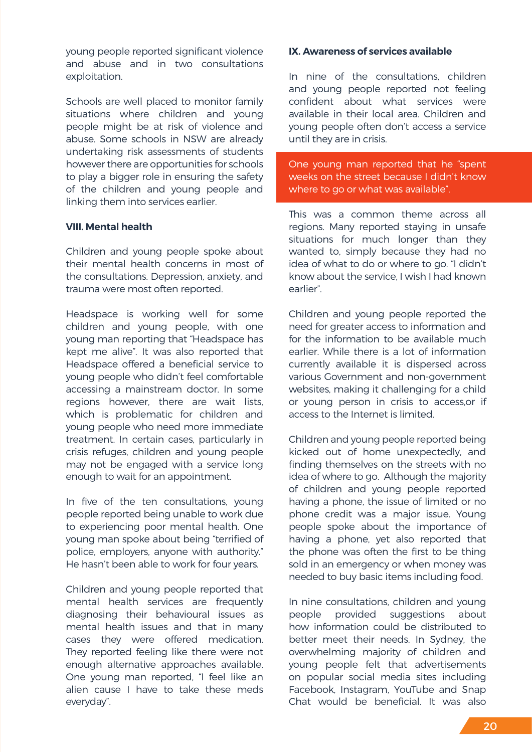young people reported significant violence and abuse and in two consultations exploitation.

Schools are well placed to monitor family situations where children and young people might be at risk of violence and abuse. Some schools in NSW are already undertaking risk assessments of students however there are opportunities for schools to play a bigger role in ensuring the safety of the children and young people and linking them into services earlier.

### VIII. Mental health

Children and young people spoke about their mental health concerns in most of the consultations. Depression, anxiety, and trauma were most often reported.

Headspace is working well for some children and young people, with one young man reporting that "Headspace has kept me alive". It was also reported that Headspace offered a beneficial service to young people who didn't feel comfortable accessing a mainstream doctor. In some regions however, there are wait lists, which is problematic for children and young people who need more immediate treatment. In certain cases, particularly in crisis refuges, children and young people may not be engaged with a service long enough to wait for an appointment.

In five of the ten consultations, young people reported being unable to work due to experiencing poor mental health. One young man spoke about being "terrified of police, employers, anyone with authority." He hasn't been able to work for four years.

Children and young people reported that mental health services are frequently diagnosing their behavioural issues as mental health issues and that in many cases they were offered medication. They reported feeling like there were not enough alternative approaches available. One young man reported, "I feel like an alien cause I have to take these meds everyday".

### IX. Awareness of services available

In nine of the consultations, children and young people reported not feeling confident about what services were available in their local area. Children and young people often don't access a service until they are in crisis.

> One young man reported that he "spent weeks on the street because I didn't know where to go or what was available".

This was a common theme across all regions. Many reported staying in unsafe situations for much longer than they wanted to, simply because they had no idea of what to do or where to go. "I didn't know about the service, I wish I had known earlier".

Children and young people reported the need for greater access to information and for the information to be available much earlier. While there is a lot of information currently available it is dispersed across various Government and non-government websites, making it challenging for a child or young person in crisis to access,or if access to the Internet is limited.

Children and young people reported being kicked out of home unexpectedly, and finding themselves on the streets with no idea of where to go. Although the majority of children and young people reported having a phone, the issue of limited or no phone credit was a major issue. Young people spoke about the importance of having a phone, yet also reported that the phone was often the first to be thing sold in an emergency or when money was needed to buy basic items including food.

In nine consultations, children and young people provided suggestions about how information could be distributed to better meet their needs. In Sydney, the overwhelming majority of children and young people felt that advertisements on popular social media sites including Facebook, Instagram, YouTube and Snap Chat would be beneficial. It was also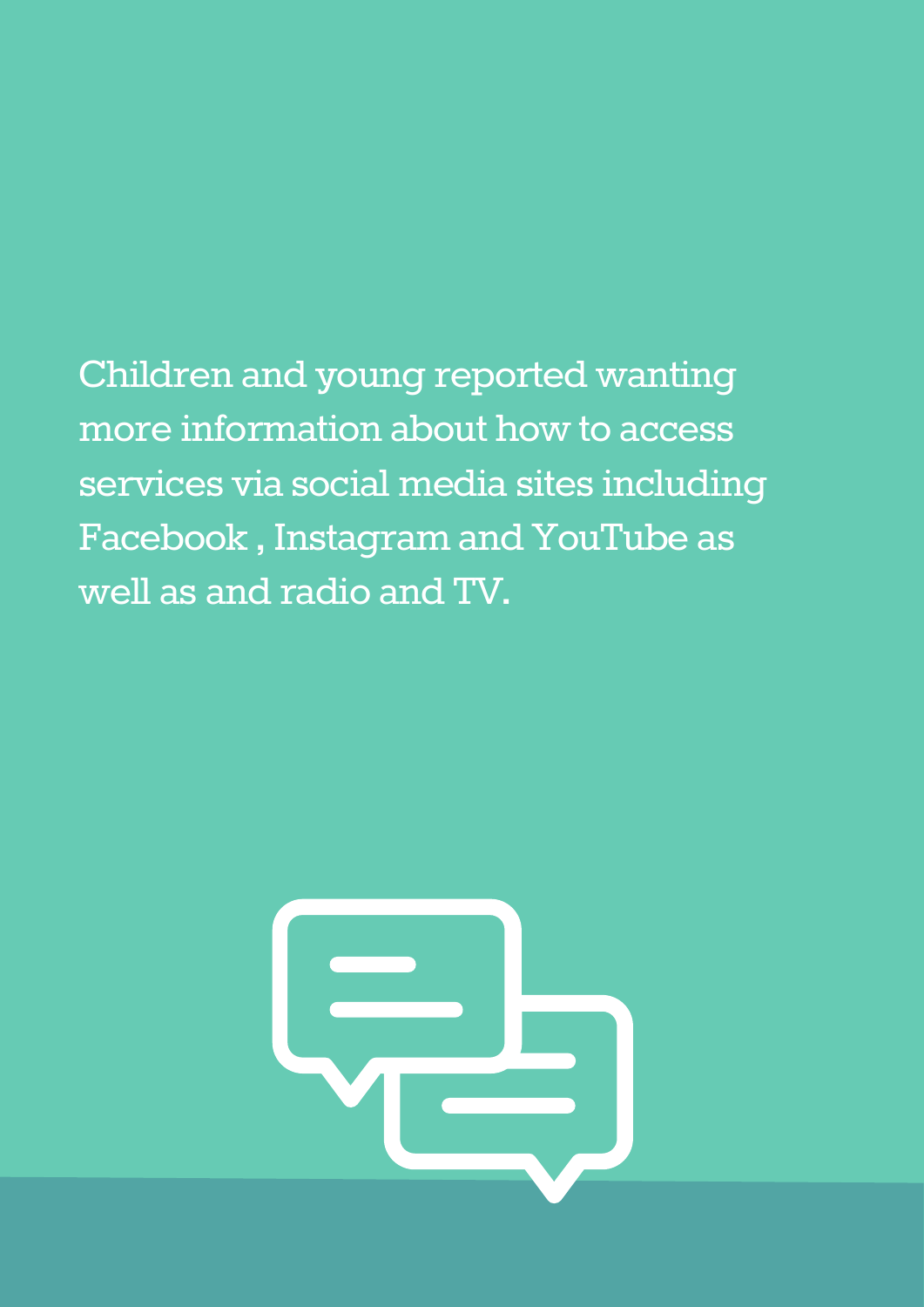Children and young reported wanting more information about how to access services via social media sites including Facebook , Instagram and YouTube as well as and radio and TV.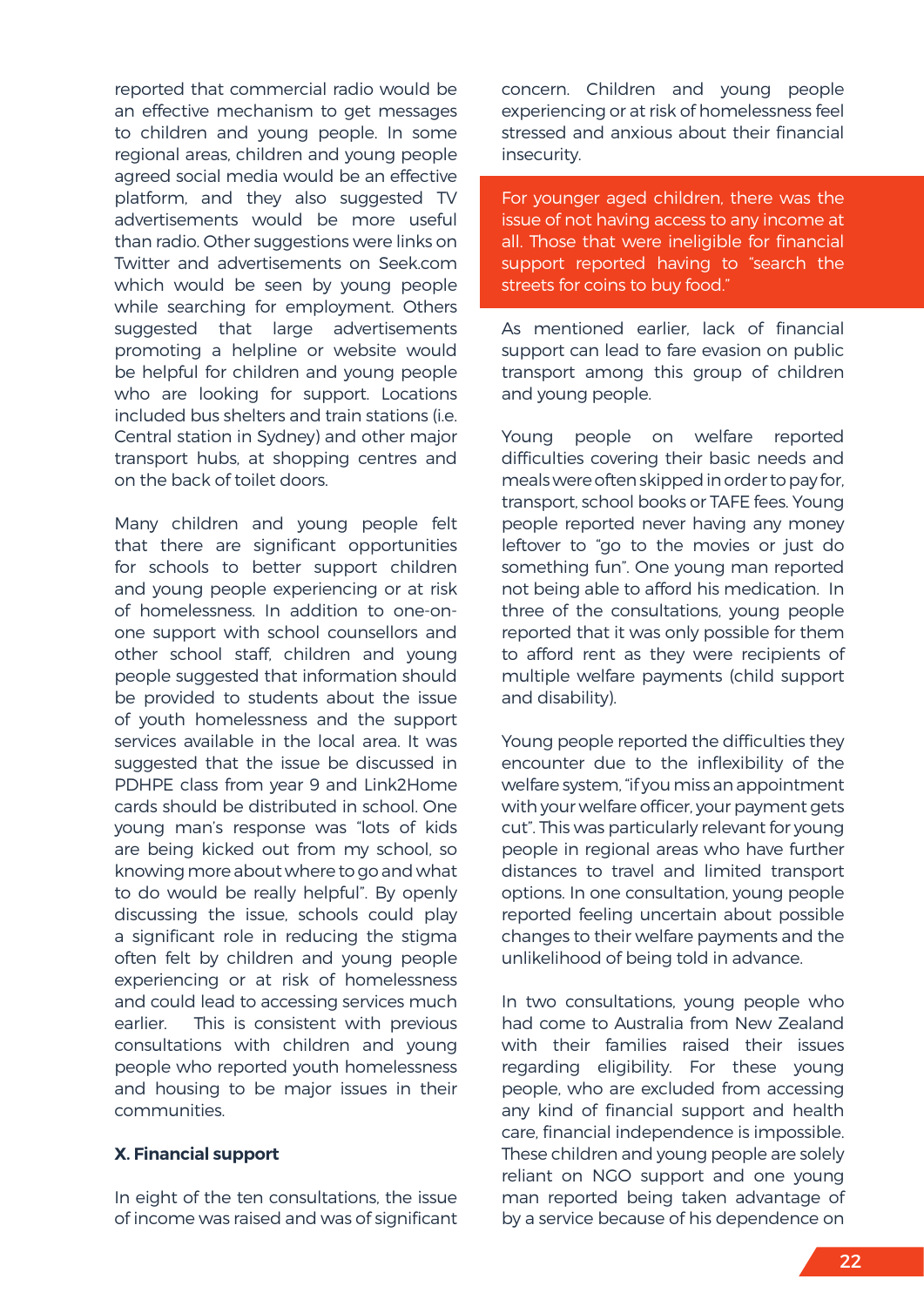reported that commercial radio would be an effective mechanism to get messages to children and young people. In some regional areas, children and young people agreed social media would be an effective platform, and they also suggested TV advertisements would be more useful than radio. Other suggestions were links on Twitter and advertisements on Seek.com which would be seen by young people while searching for employment. Others suggested that large advertisements promoting a helpline or website would be helpful for children and young people who are looking for support. Locations included bus shelters and train stations (i.e. Central station in Sydney) and other major transport hubs, at shopping centres and on the back of toilet doors.

Many children and young people felt that there are significant opportunities for schools to better support children and young people experiencing or at risk of homelessness. In addition to one-on-one support with school counsellors and other school staff, children and young people suggested that information should be provided to students about the issue of youth homelessness and the support services available in the local area. It was suggested that the issue be discussed in PDHPE class from year 9 and Link2Home cards should be distributed in school. One young man's response was "lots of kids are being kicked out from my school, so knowing more about where to go and what to do would be really helpful". By openly discussing the issue, schools could play a significant role in reducing the stigma often felt by children and young people experiencing or at risk of homelessness and could lead to accessing services much earlier. This is consistent with previous consultations with children and young people who reported youth homelessness and housing to be major issues in their communities.

**X. Financial support**

In eight of the ten consultations, the issue of income was raised and was of significant concern. Children and young people experiencing or at risk of homelessness feel stressed and anxious about their financial insecurity.

> For younger aged children, there was the issue of not having access to any income at all. Those that were ineligible for financial support reported having to "search the streets for coins to buy food."

As mentioned earlier, lack of financial support can lead to fare evasion on public transport among this group of children and young people.

Young people on welfare reported difficulties covering their basic needs and meals were often skipped in order to pay for, transport, school books or TAFE fees. Young people reported never having any money leftover to "go to the movies or just do something fun". One young man reported not being able to afford his medication. In three of the consultations, young people reported that it was only possible for them to afford rent as they were recipients of multiple welfare payments (child support and disability).

Young people reported the difficulties they encounter due to the inflexibility of the welfare system, "if you miss an appointment with your welfare officer, your payment gets cut". This was particularly relevant for young people in regional areas who have further distances to travel and limited transport options. In one consultation, young people reported feeling uncertain about possible changes to their welfare payments and the unlikelihood of being told in advance.

In two consultations, young people who had come to Australia from New Zealand with their families raised their issues regarding eligibility. For these young people, who are excluded from accessing any kind of financial support and health care, financial independence is impossible. These children and young people are solely reliant on NGO support and one young man reported being taken advantage of by a service because of his dependence on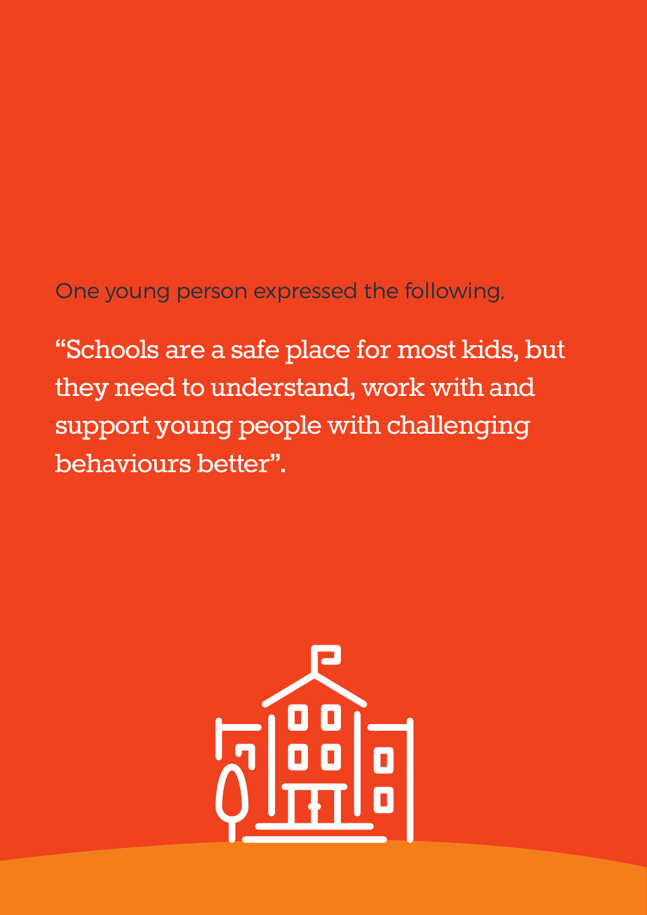One young person expressed the following,

“Schools are a safe place for most kids, but they need to understand, work with and support young people with challenging behaviours better”.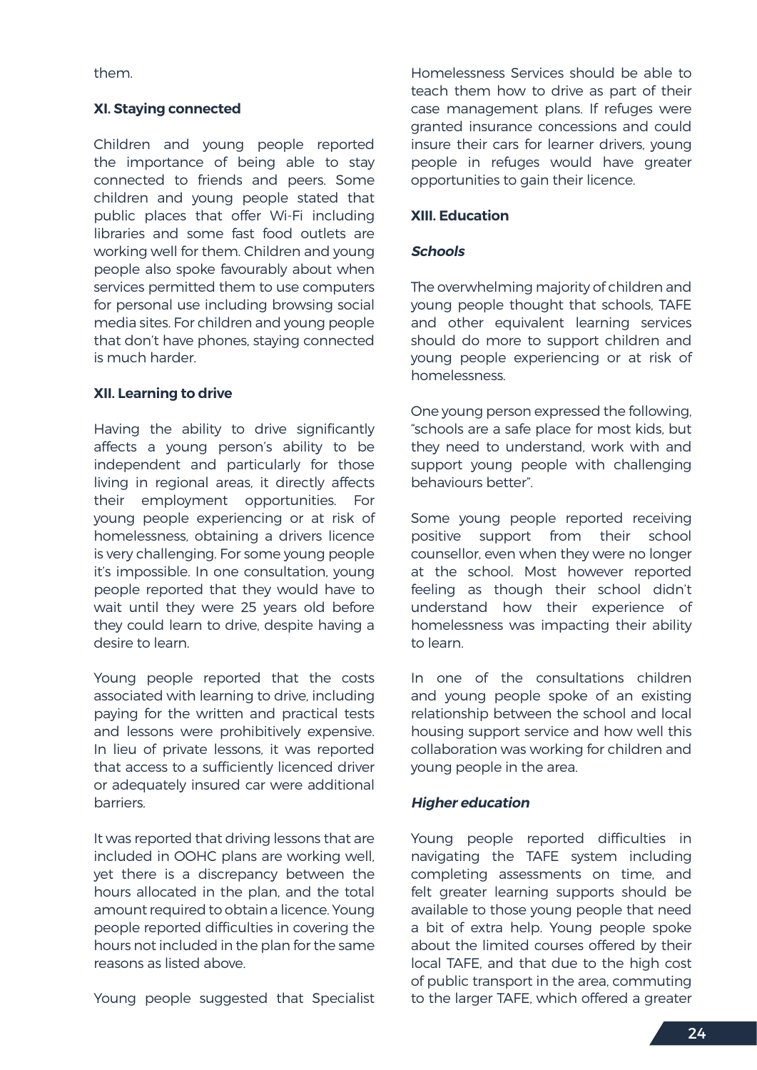them.

### XI. Staying connected

Children and young people reported the importance of being able to stay connected to friends and peers. Some children and young people stated that public places that offer Wi-Fi including libraries and some fast food outlets are working well for them. Children and young people also spoke favourably about when services permitted them to use computers for personal use including browsing social media sites. For children and young people that don't have phones, staying connected is much harder.

### XII. Learning to drive

Having the ability to drive significantly affects a young person's ability to be independent and particularly for those living in regional areas, it directly affects their employment opportunities. For young people experiencing or at risk of homelessness, obtaining a drivers licence is very challenging. For some young people it's impossible. In one consultation, young people reported that they would have to wait until they were 25 years old before they could learn to drive, despite having a desire to learn.

Young people reported that the costs associated with learning to drive, including paying for the written and practical tests and lessons were prohibitively expensive. In lieu of private lessons, it was reported that access to a sufficiently licenced driver or adequately insured car were additional barriers.

It was reported that driving lessons that are included in OOHC plans are working well, yet there is a discrepancy between the hours allocated in the plan, and the total amount required to obtain a licence. Young people reported difficulties in covering the hours not included in the plan for the same reasons as listed above.

Young people suggested that Specialist Homelessness Services should be able to teach them how to drive as part of their case management plans. If refuges were granted insurance concessions and could insure their cars for learner drivers, young people in refuges would have greater opportunities to gain their licence.

### XIII. Education

#### *Schools*

The overwhelming majority of children and young people thought that schools, TAFE and other equivalent learning services should do more to support children and young people experiencing or at risk of homelessness.

One young person expressed the following, "schools are a safe place for most kids, but they need to understand, work with and support young people with challenging behaviours better".

Some young people reported receiving positive support from their school counsellor, even when they were no longer at the school. Most however reported feeling as though their school didn't understand how their experience of homelessness was impacting their ability to learn.

In one of the consultations children and young people spoke of an existing relationship between the school and local housing support service and how well this collaboration was working for children and young people in the area.

#### *Higher education*

Young people reported difficulties in navigating the TAFE system including completing assessments on time, and felt greater learning supports should be available to those young people that need a bit of extra help. Young people spoke about the limited courses offered by their local TAFE, and that due to the high cost of public transport in the area, commuting to the larger TAFE, which offered a greater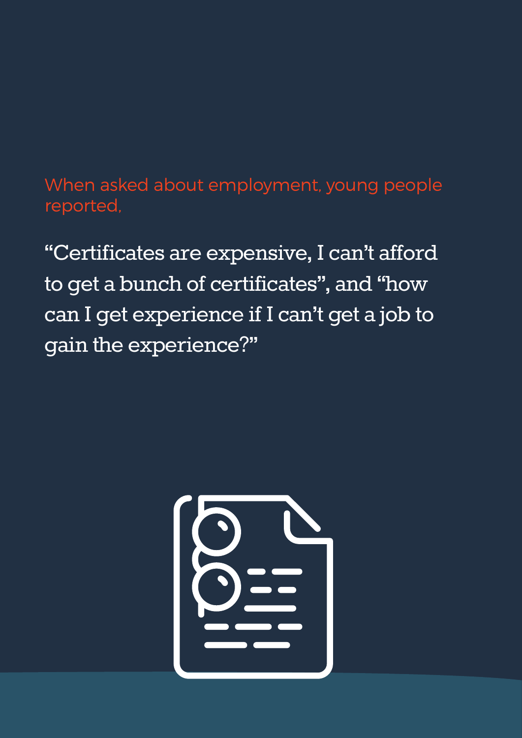When asked about employment, young people reported,

"Certificates are expensive, I can't afford to get a bunch of certificates", and "how can I get experience if I can't get a job to gain the experience?"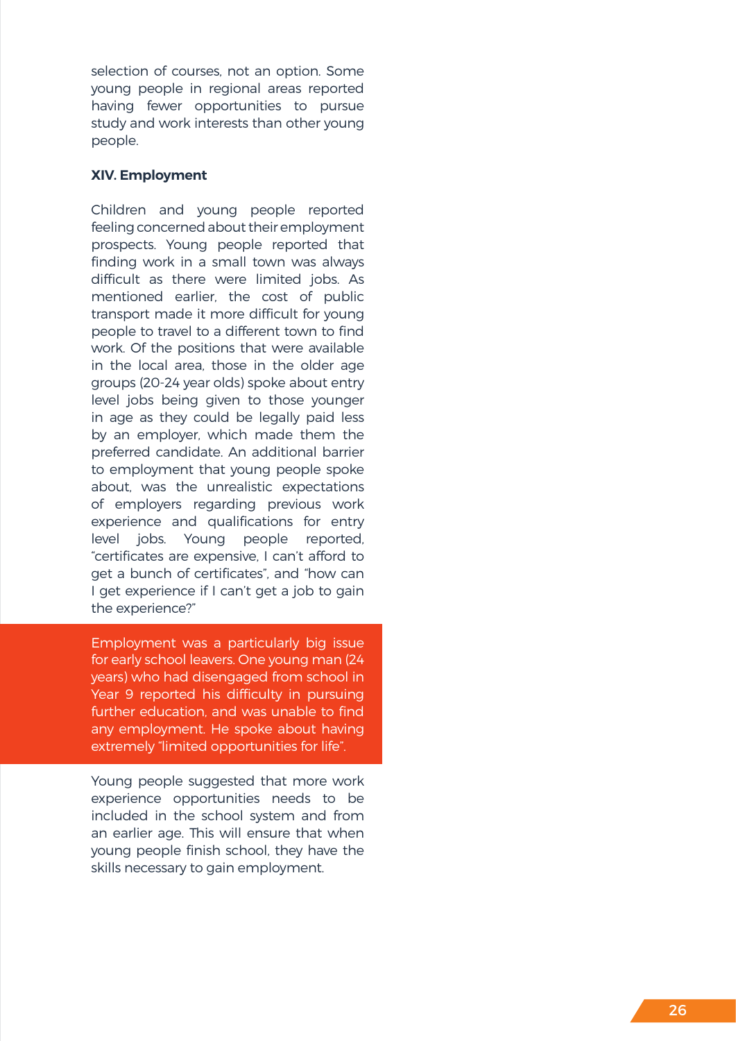selection of courses, not an option. Some young people in regional areas reported having fewer opportunities to pursue study and work interests than other young people.

**XIV. Employment**

Children and young people reported feeling concerned about their employment prospects. Young people reported that finding work in a small town was always difficult as there were limited jobs. As mentioned earlier, the cost of public transport made it more difficult for young people to travel to a different town to find work. Of the positions that were available in the local area, those in the older age groups (20-24 year olds) spoke about entry level jobs being given to those younger in age as they could be legally paid less by an employer, which made them the preferred candidate. An additional barrier to employment that young people spoke about, was the unrealistic expectations of employers regarding previous work experience and qualifications for entry level jobs. Young people reported, "certificates are expensive, I can't afford to get a bunch of certificates", and "how can I get experience if I can't get a job to gain the experience?"

Employment was a particularly big issue for early school leavers. One young man (24 years) who had disengaged from school in Year 9 reported his difficulty in pursuing further education, and was unable to find any employment. He spoke about having extremely "limited opportunities for life".

Young people suggested that more work experience opportunities needs to be included in the school system and from an earlier age. This will ensure that when young people finish school, they have the skills necessary to gain employment.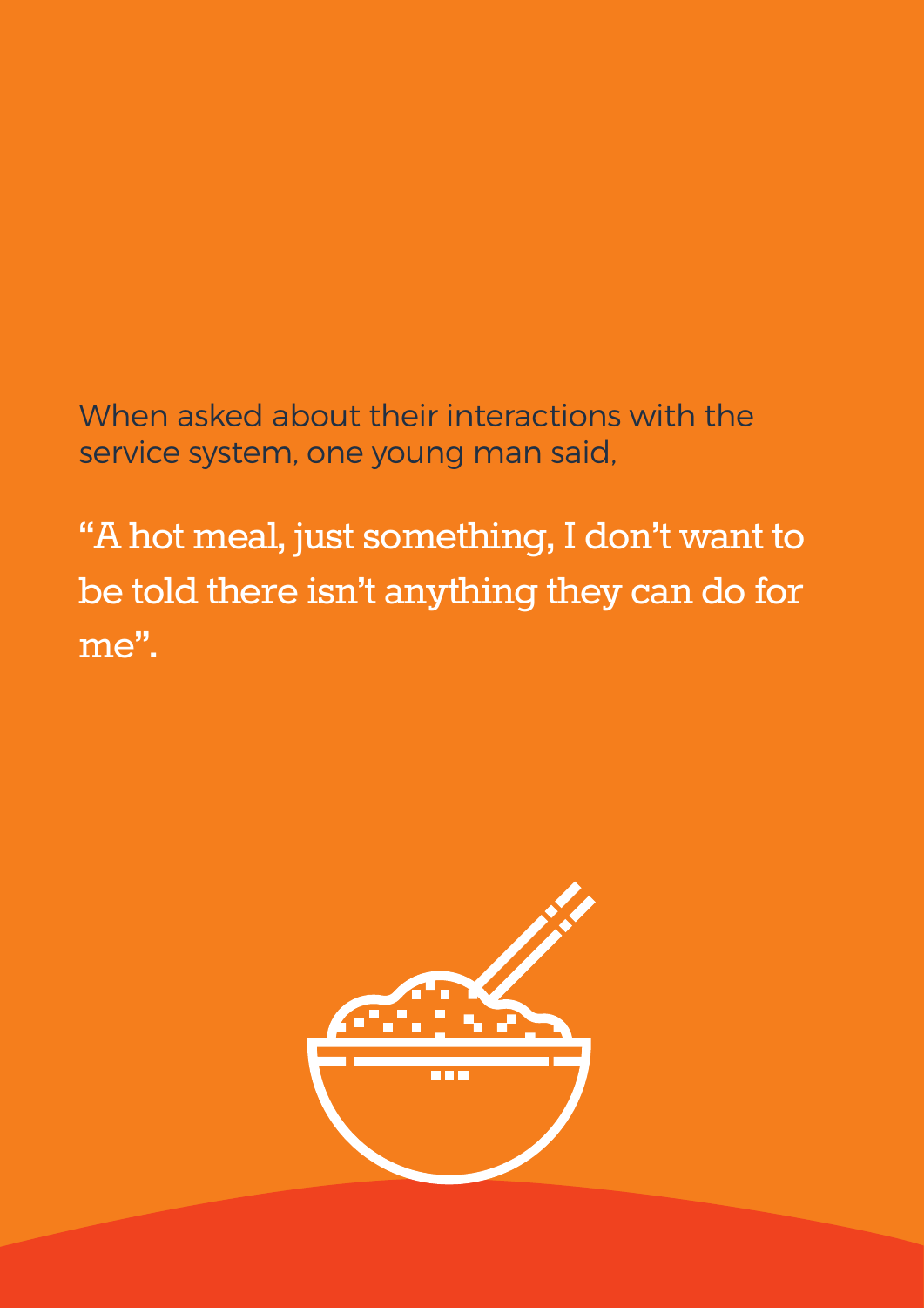When asked about their interactions with the service system, one young man said,

"A hot meal, just something, I don't want to be told there isn't anything they can do for me".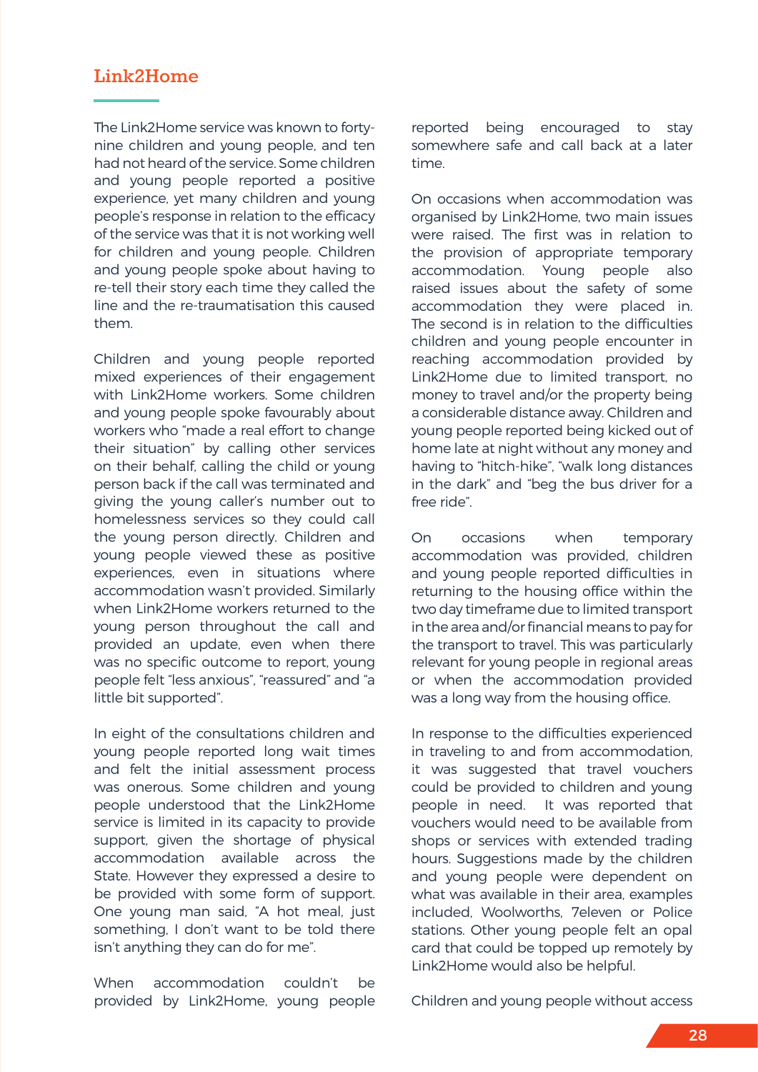## Link2Home

The Link2Home service was known to forty-nine children and young people, and ten had not heard of the service. Some children and young people reported a positive experience, yet many children and young people's response in relation to the efficacy of the service was that it is not working well for children and young people. Children and young people spoke about having to re-tell their story each time they called the line and the re-traumatisation this caused them.

Children and young people reported mixed experiences of their engagement with Link2Home workers. Some children and young people spoke favourably about workers who "made a real effort to change their situation" by calling other services on their behalf, calling the child or young person back if the call was terminated and giving the young caller's number out to homelessness services so they could call the young person directly. Children and young people viewed these as positive experiences, even in situations where accommodation wasn't provided. Similarly when Link2Home workers returned to the young person throughout the call and provided an update, even when there was no specific outcome to report, young people felt "less anxious", "reassured" and "a little bit supported".

In eight of the consultations children and young people reported long wait times and felt the initial assessment process was onerous. Some children and young people understood that the Link2Home service is limited in its capacity to provide support, given the shortage of physical accommodation available across the State. However they expressed a desire to be provided with some form of support. One young man said, "A hot meal, just something, I don't want to be told there isn't anything they can do for me".

When accommodation couldn't be provided by Link2Home, young people reported being encouraged to stay somewhere safe and call back at a later time.

On occasions when accommodation was organised by Link2Home, two main issues were raised. The first was in relation to the provision of appropriate temporary accommodation. Young people also raised issues about the safety of some accommodation they were placed in. The second is in relation to the difficulties children and young people encounter in reaching accommodation provided by Link2Home due to limited transport, no money to travel and/or the property being a considerable distance away. Children and young people reported being kicked out of home late at night without any money and having to "hitch-hike", "walk long distances in the dark" and "beg the bus driver for a free ride".

On occasions when temporary accommodation was provided, children and young people reported difficulties in returning to the housing office within the two day timeframe due to limited transport in the area and/or financial means to pay for the transport to travel. This was particularly relevant for young people in regional areas or when the accommodation provided was a long way from the housing office.

In response to the difficulties experienced in traveling to and from accommodation, it was suggested that travel vouchers could be provided to children and young people in need. It was reported that vouchers would need to be available from shops or services with extended trading hours. Suggestions made by the children and young people were dependent on what was available in their area, examples included, Woolworths, 7eleven or Police stations. Other young people felt an opal card that could be topped up remotely by Link2Home would also be helpful.

Children and young people without access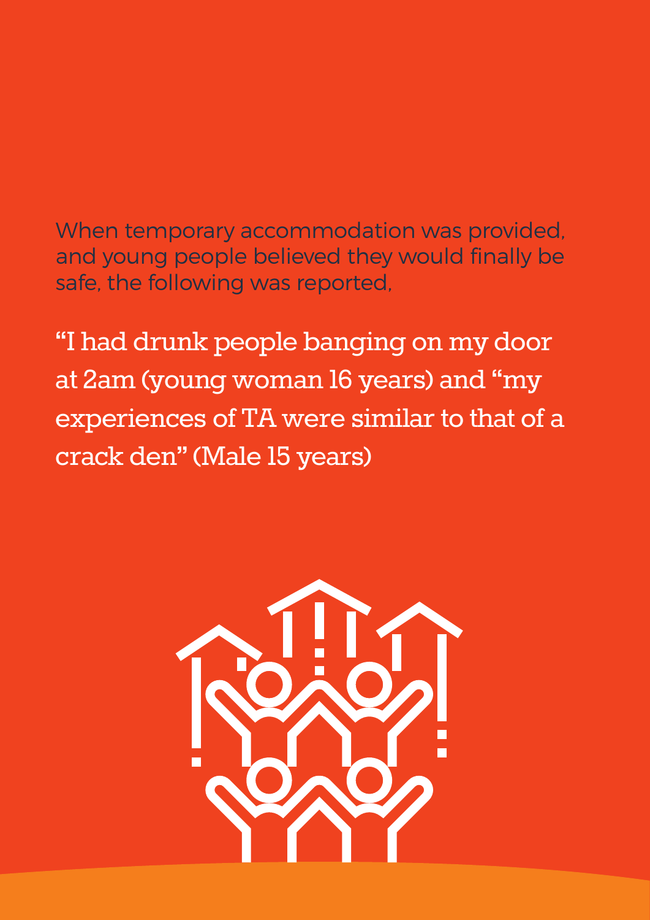When temporary accommodation was provided, and young people believed they would finally be safe, the following was reported,

"I had drunk people banging on my door at 2am (young woman 16 years) and "my experiences of TA were similar to that of a crack den" (Male 15 years)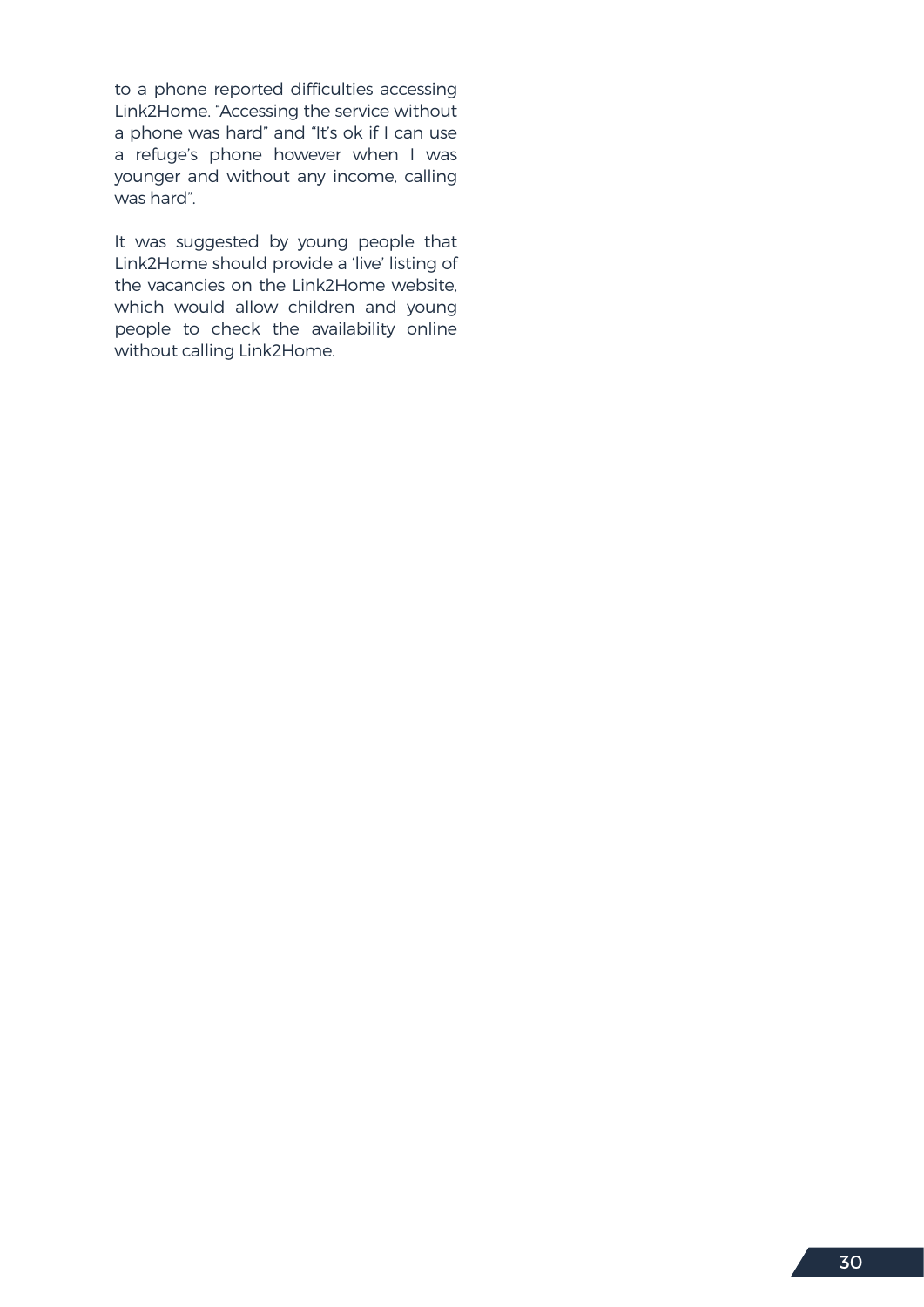to a phone reported difficulties accessing Link2Home. "Accessing the service without a phone was hard" and "It's ok if I can use a refuge's phone however when I was younger and without any income, calling was hard".

It was suggested by young people that Link2Home should provide a 'live' listing of the vacancies on the Link2Home website, which would allow children and young people to check the availability online without calling Link2Home.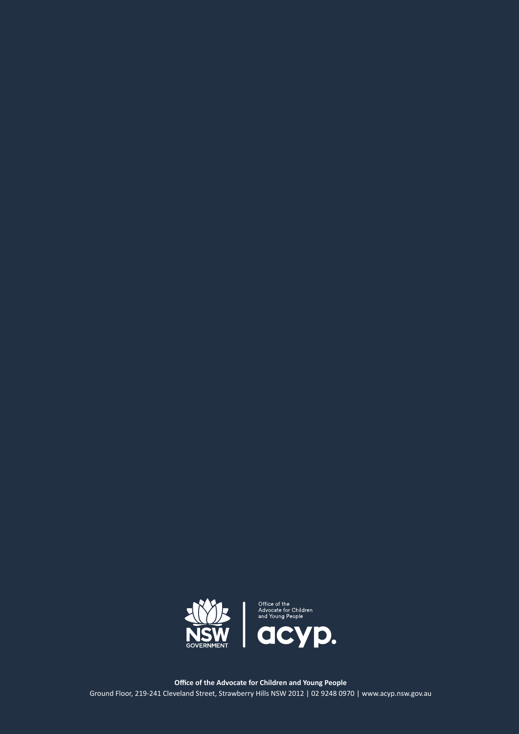Office of the Advocate for Children and Young People

acyp.

**Office of the Advocate for Children and Young People**

Ground Floor, 219-241 Cleveland Street, Strawberry Hills NSW 2012 | 02 9248 0970 | www.acyp.nsw.gov.au